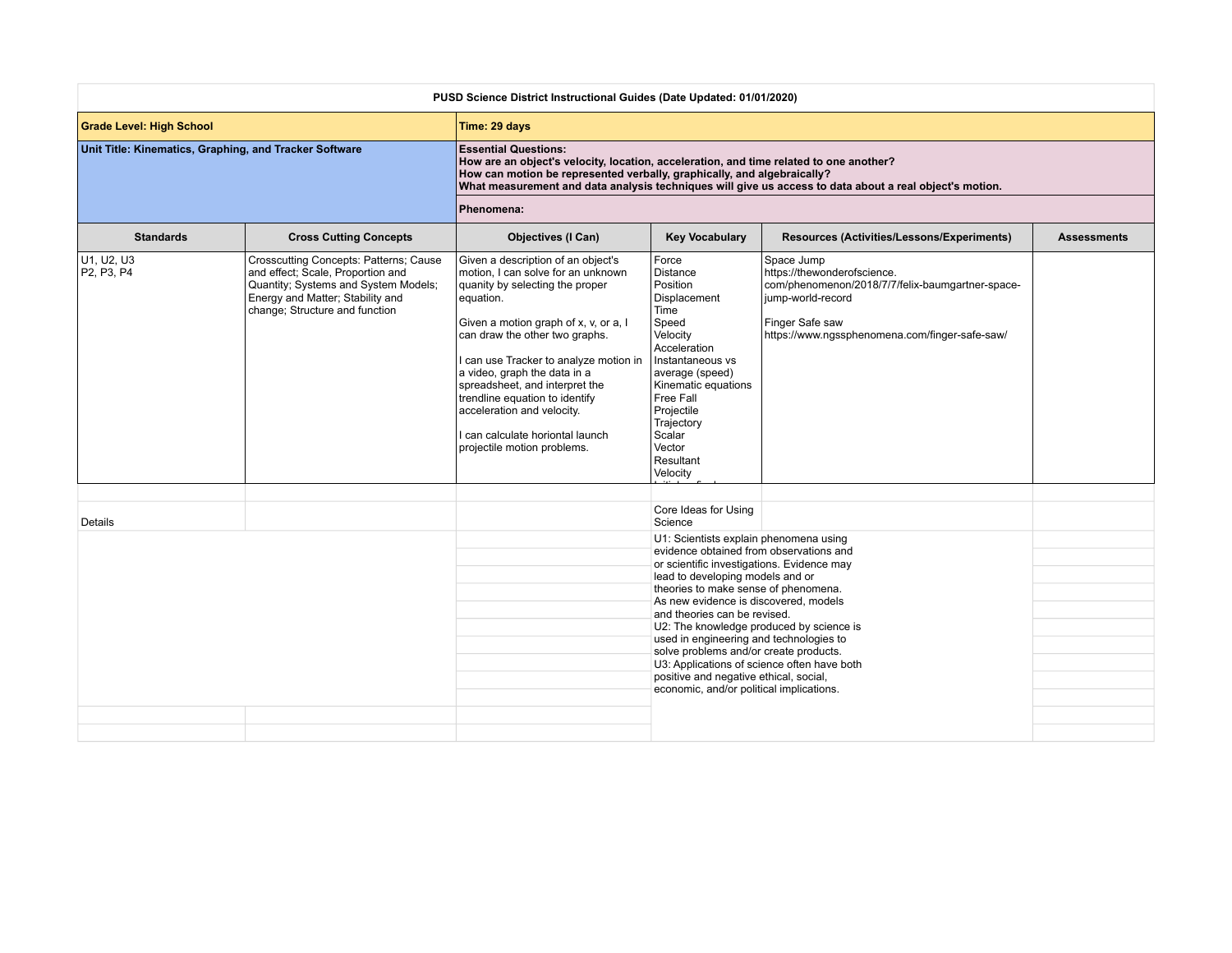**PUSD Science District Instructional Guides (Date Updated: 01/01/2020)**

| **Grade Level: High School** | **Time: 29 days** |
|---|---|
| **Unit Title: Kinematics, Graphing, and Tracker Software** | **Essential Questions:**<br>**How are an object's velocity, location, acceleration, and time related to one another?**<br>**How can motion be represented verbally, graphically, and algebraically?**<br>**What measurement and data analysis techniques will give us access to data about a real object's motion.**<br><br>**Phenomena:** |

| Standards | Cross Cutting Concepts | Objectives (I Can) | Key Vocabulary | Resources (Activities/Lessons/Experiments) | Assessments |
|---|---|---|---|---|---|
| U1, U2, U3<br>P2, P3, P4 | Crosscutting Concepts: Patterns; Cause and effect; Scale, Proportion and Quantity; Systems and System Models; Energy and Matter; Stability and change; Structure and function | Given a description of an object's motion, I can solve for an unknown quanity by selecting the proper equation.<br><br>Given a motion graph of x, v, or a, I can draw the other two graphs.<br><br>I can use Tracker to analyze motion in a video, graph the data in a spreadsheet, and interpret the trendline equation to identify acceleration and velocity.<br><br>I can calculate horiontal launch projectile motion problems. | Force<br>Distance<br>Position<br>Displacement<br>Time<br>Speed<br>Velocity<br>Acceleration<br>Instantaneous vs average (speed)<br>Kinematic equations<br>Free Fall<br>Projectile<br>Trajectory<br>Scalar<br>Vector<br>Resultant<br>Velocity | Space Jump<br>https://thewonderofscience.com/phenomenon/2018/7/7/felix-baumgartner-space-jump-world-record<br><br>Finger Safe saw<br>https://www.ngssphenomena.com/finger-safe-saw/ | |
| | | | | | |
| Details | | | Core Ideas for Using Science | | |
| | | | U1: Scientists explain phenomena using evidence obtained from observations and or scientific investigations. Evidence may lead to developing models and or theories to make sense of phenomena. As new evidence is discovered, models and theories can be revised.<br>U2: The knowledge produced by science is used in engineering and technologies to solve problems and/or create products.<br>U3: Applications of science often have both positive and negative ethical, social, economic, and/or political implications. | | |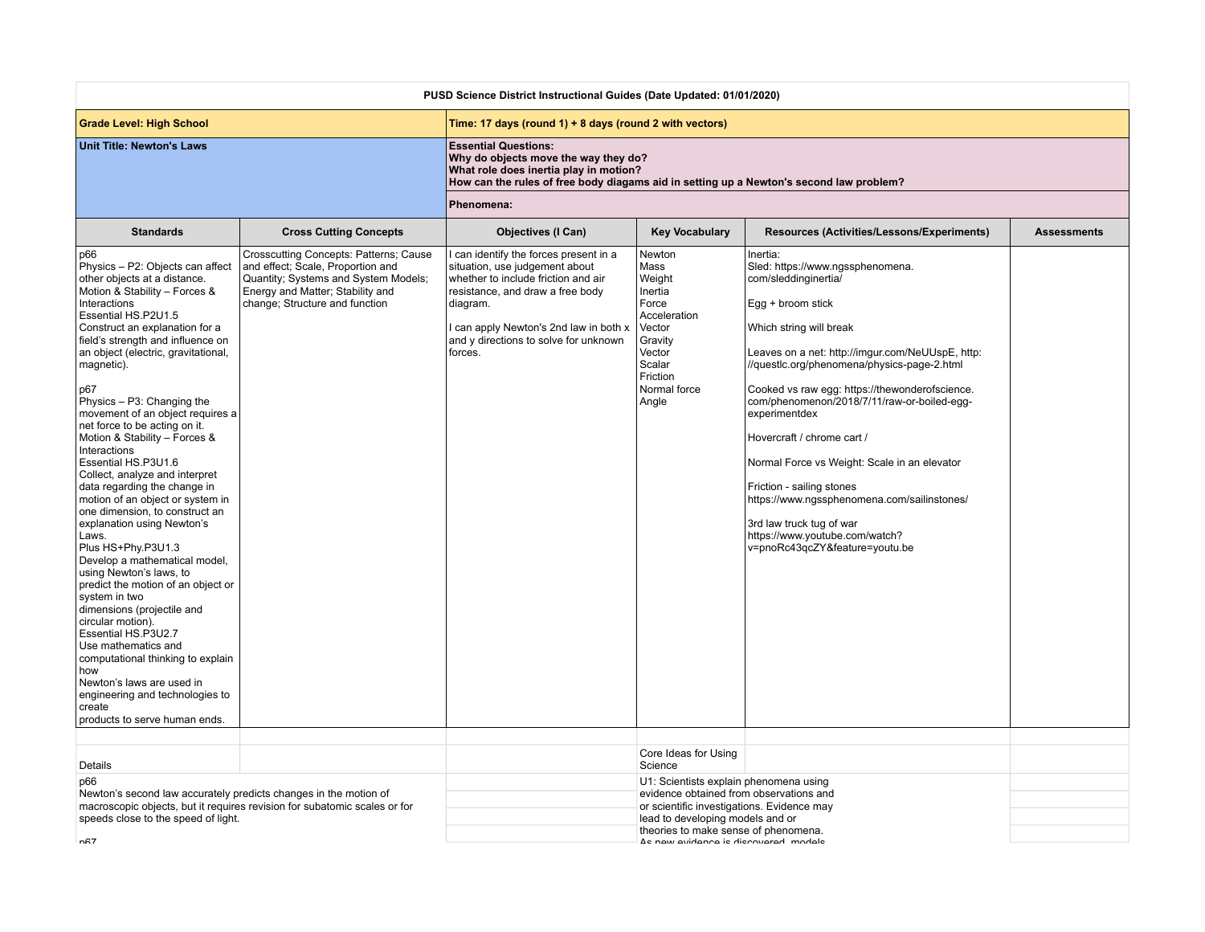| PUSD Science District Instructional Guides (Date Updated: 01/01/2020) | | | | | |
|---|---|---|---|---|---|
| **Grade Level: High School** | | **Time: 17 days (round 1) + 8 days (round 2 with vectors)** | | | |
| **Unit Title: Newton's Laws** | | **Essential Questions:**<br>**Why do objects move the way they do?**<br>**What role does inertia play in motion?**<br>**How can the rules of free body diagams aid in setting up a Newton's second law problem?** | | | |
| | | **Phenomena:** | | | |
| **Standards** | **Cross Cutting Concepts** | **Objectives (I Can)** | **Key Vocabulary** | **Resources (Activities/Lessons/Experiments)** | **Assessments** |
| p66<br>Physics – P2: Objects can affect other objects at a distance.<br>Motion & Stability – Forces & Interactions<br>Essential HS.P2U1.5<br>Construct an explanation for a field's strength and influence on an object (electric, gravitational, magnetic).<br><br>p67<br>Physics – P3: Changing the movement of an object requires a net force to be acting on it.<br>Motion & Stability – Forces & Interactions<br>Essential HS.P3U1.6<br>Collect, analyze and interpret data regarding the change in motion of an object or system in one dimension, to construct an explanation using Newton's Laws.<br>Plus HS+Phy.P3U1.3<br>Develop a mathematical model, using Newton's laws, to predict the motion of an object or system in two dimensions (projectile and circular motion).<br>Essential HS.P3U2.7<br>Use mathematics and computational thinking to explain how<br>Newton's laws are used in engineering and technologies to create<br>products to serve human ends. | Crosscutting Concepts: Patterns; Cause and effect; Scale, Proportion and Quantity; Systems and System Models; Energy and Matter; Stability and change; Structure and function | I can identify the forces present in a situation, use judgement about whether to include friction and air resistance, and draw a free body diagram.<br><br>I can apply Newton's 2nd law in both x and y directions to solve for unknown forces. | Newton<br>Mass<br>Weight<br>Inertia<br>Force<br>Acceleration<br>Vector<br>Gravity<br>Vector<br>Scalar<br>Friction<br>Normal force<br>Angle | Inertia:<br>Sled: https://www.ngssphenomena.com/sleddinginertia/<br><br>Egg + broom stick<br><br>Which string will break<br><br>Leaves on a net: http://imgur.com/NeUUspE, http://questlc.org/phenomena/physics-page-2.html<br><br>Cooked vs raw egg: https://thewonderofscience.com/phenomenon/2018/7/11/raw-or-boiled-egg-experimentdex<br><br>Hovercraft / chrome cart /<br><br>Normal Force vs Weight: Scale in an elevator<br><br>Friction - sailing stones https://www.ngssphenomena.com/sailinstones/<br><br>3rd law truck tug of war https://www.youtube.com/watch?v=pnoRc43qcZY&feature=youtu.be | |
| | | | | | |
| Details | | | Core Ideas for Using Science | | |
| p66<br>Newton's second law accurately predicts changes in the motion of macroscopic objects, but it requires revision for subatomic scales or for speeds close to the speed of light.<br><br>p67 | | | U1: Scientists explain phenomena using evidence obtained from observations and or scientific investigations. Evidence may lead to developing models and or theories to make sense of phenomena. As new evidence is discovered, models | | |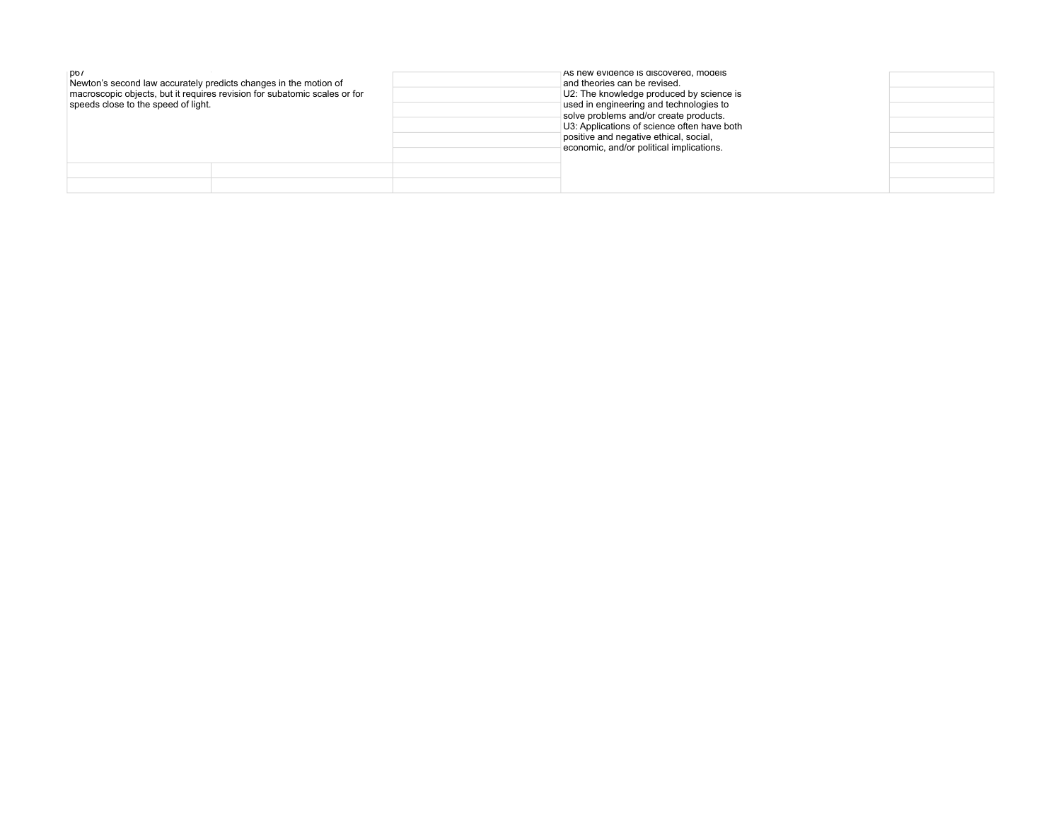| | | | | |
|---|---|---|---|---|
| p67<br>Newton's second law accurately predicts changes in the motion of macroscopic objects, but it requires revision for subatomic scales or for speeds close to the speed of light. | | | As new evidence is discovered, models and theories can be revised.<br>U2: The knowledge produced by science is used in engineering and technologies to solve problems and/or create products.<br>U3: Applications of science often have both positive and negative ethical, social, economic, and/or political implications. | |
| | | | | |
| | | | | |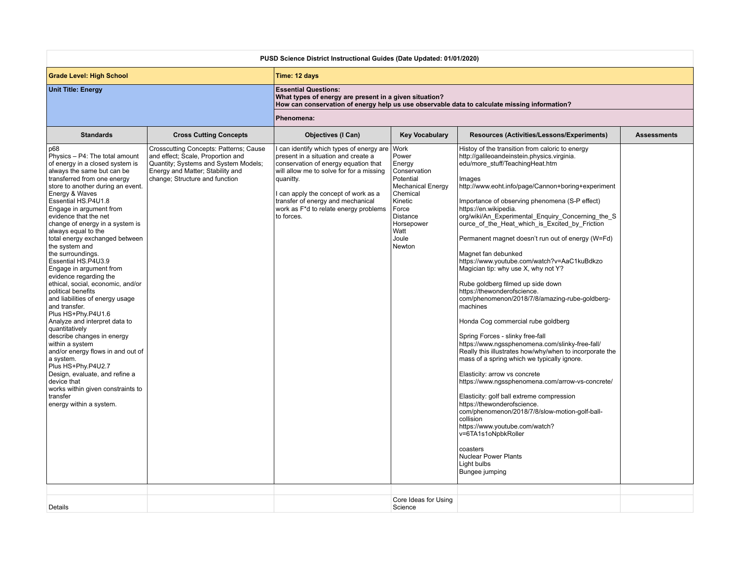| PUSD Science District Instructional Guides (Date Updated: 01/01/2020) | | | | | |
|---|---|---|---|---|---|
| **Grade Level: High School** | | **Time: 12 days** | | | |
| **Unit Title: Energy** | | **Essential Questions:**<br>**What types of energy are present in a given situation?**<br>**How can conservation of energy help us use observable data to calculate missing information?** | | | |
| | | **Phenomena:** | | | |
| **Standards** | **Cross Cutting Concepts** | **Objectives (I Can)** | **Key Vocabulary** | **Resources (Activities/Lessons/Experiments)** | **Assessments** |
| p68<br>Physics – P4: The total amount of energy in a closed system is always the same but can be transferred from one energy store to another during an event.<br>Energy & Waves<br>Essential HS.P4U1.8<br>Engage in argument from evidence that the net change of energy in a system is always equal to the total energy exchanged between the system and the surroundings.<br>Essential HS.P4U3.9<br>Engage in argument from evidence regarding the ethical, social, economic, and/or political benefits and liabilities of energy usage and transfer.<br>Plus HS+Phy.P4U1.6<br>Analyze and interpret data to quantitatively describe changes in energy within a system and/or energy flows in and out of a system.<br>Plus HS+Phy.P4U2.7<br>Design, evaluate, and refine a device that works within given constraints to transfer energy within a system. | Crosscutting Concepts: Patterns; Cause and effect; Scale, Proportion and Quantity; Systems and System Models; Energy and Matter; Stability and change; Structure and function | I can identify which types of energy are present in a situation and create a conservation of energy equation that will allow me to solve for for a missing quanitty.<br><br>I can apply the concept of work as a transfer of energy and mechanical work as F*d to relate energy problems to forces. | Work<br>Power<br>Energy<br>Conservation<br>Potential<br>Mechanical Energy<br>Chemical<br>Kinetic<br>Force<br>Distance<br>Horsepower<br>Watt<br>Joule<br>Newton | Histoy of the transition from caloric to energy http://galileoandeinstein.physics.virginia.edu/more_stuff/TeachingHeat.htm<br><br>Images<br>http://www.eoht.info/page/Cannon+boring+experiment<br><br>Importance of observing phenomena (S-P effect)<br>https://en.wikipedia.org/wiki/An_Experimental_Enquiry_Concerning_the_Source_of_the_Heat_which_is_Excited_by_Friction<br><br>Permanent magnet doesn't run out of energy (W=Fd)<br><br>Magnet fan debunked<br>https://www.youtube.com/watch?v=AaC1kuBdkzo<br>Magician tip: why use X, why not Y?<br><br>Rube goldberg filmed up side down<br>https://thewonderofscience.com/phenomenon/2018/7/8/amazing-rube-goldberg-machines<br><br>Honda Cog commercial rube goldberg<br><br>Spring Forces - slinky free-fall<br>https://www.ngssphenomena.com/slinky-free-fall/<br>Really this illustrates how/why/when to incorporate the mass of a spring which we typically ignore.<br><br>Elasticity: arrow vs concrete<br>https://www.ngssphenomena.com/arrow-vs-concrete/<br><br>Elasticity: golf ball extreme compression<br>https://thewonderofscience.com/phenomenon/2018/7/8/slow-motion-golf-ball-collision<br>https://www.youtube.com/watch?v=6TA1s1oNpbkRoller<br><br>coasters<br>Nuclear Power Plants<br>Light bulbs<br>Bungee jumping | |
| | | | | | |
| Details | | | Core Ideas for Using Science | | |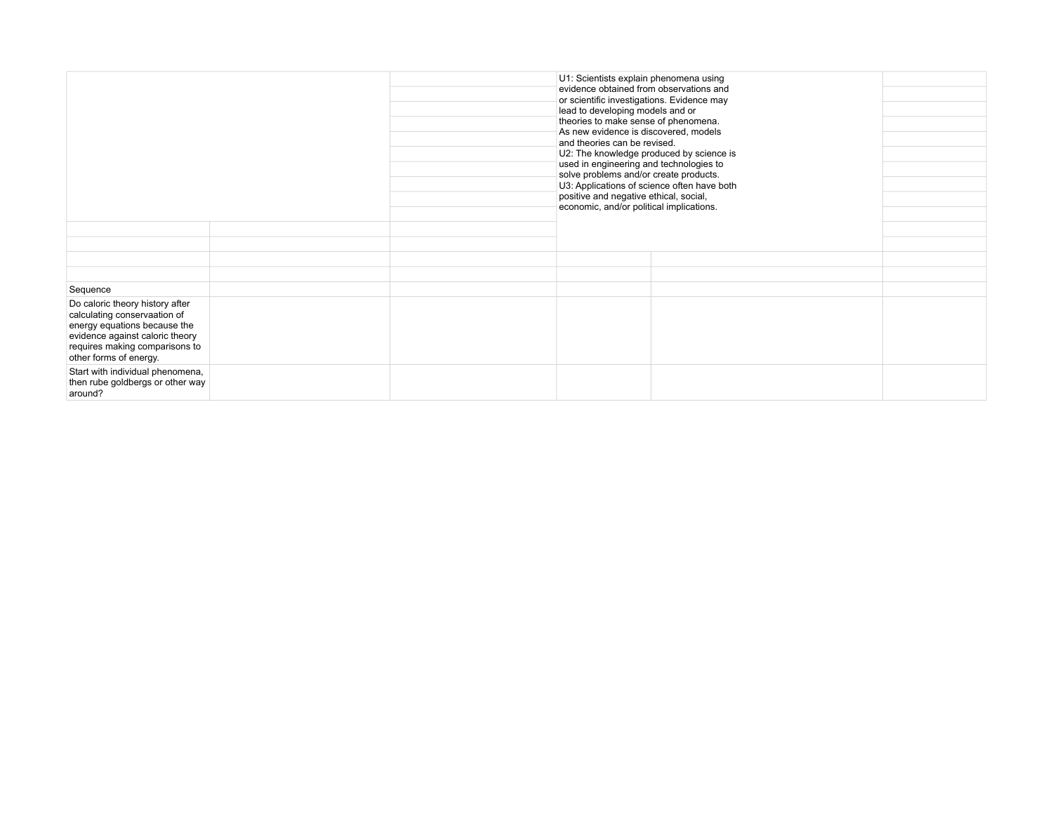| | | | | | |
|---|---|---|---|---|---|
| | | | U1: Scientists explain phenomena using evidence obtained from observations and or scientific investigations. Evidence may lead to developing models and or theories to make sense of phenomena. As new evidence is discovered, models and theories can be revised. U2: The knowledge produced by science is used in engineering and technologies to solve problems and/or create products. U3: Applications of science often have both positive and negative ethical, social, economic, and/or political implications. | | |
| | | | | | |
| | | | | | |
| | | | | | |
| | | | | | |
| Sequence | | | | | |
| Do caloric theory history after calculating conservaation of energy equations because the evidence against caloric theory requires making comparisons to other forms of energy. | | | | | |
| Start with individual phenomena, then rube goldbergs or other way around? | | | | | |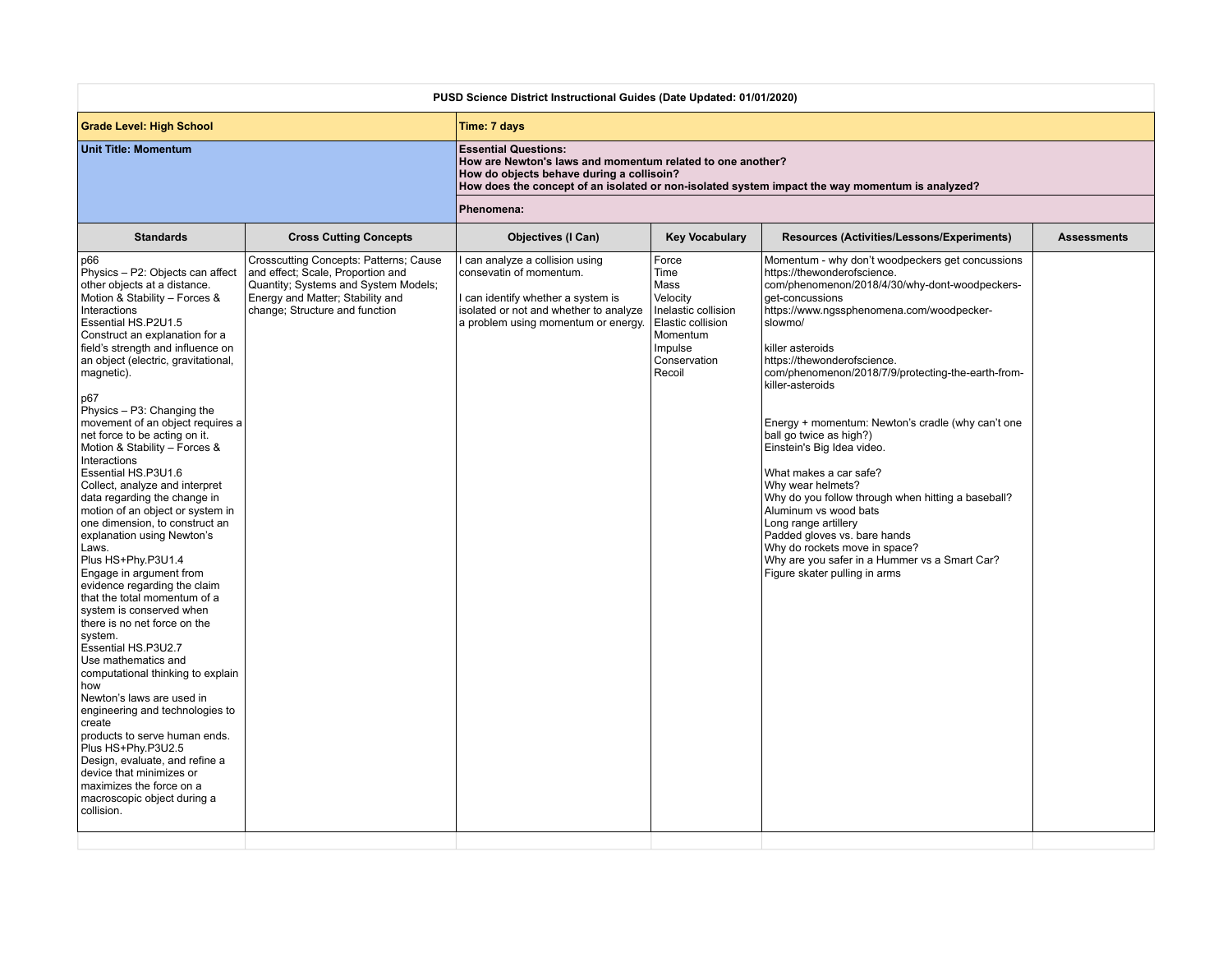**PUSD Science District Instructional Guides (Date Updated: 01/01/2020)**

| **Grade Level: High School** | | | **Time: 7 days** | | |
|---|---|---|---|---|---|
| **Unit Title: Momentum** | | | **Essential Questions:**<br>**How are Newton's laws and momentum related to one another?**<br>**How do objects behave during a collisoin?**<br>**How does the concept of an isolated or non-isolated system impact the way momentum is analyzed?**<br><br>**Phenomena:** | | |
| **Standards** | **Cross Cutting Concepts** | **Objectives (I Can)** | **Key Vocabulary** | **Resources (Activities/Lessons/Experiments)** | **Assessments** |
| p66<br>Physics – P2: Objects can affect other objects at a distance.<br>Motion & Stability – Forces & Interactions<br>Essential HS.P2U1.5<br>Construct an explanation for a field's strength and influence on an object (electric, gravitational, magnetic).<br><br>p67<br>Physics – P3: Changing the movement of an object requires a net force to be acting on it.<br>Motion & Stability – Forces & Interactions<br>Essential HS.P3U1.6<br>Collect, analyze and interpret data regarding the change in motion of an object or system in one dimension, to construct an explanation using Newton's Laws.<br>Plus HS+Phy.P3U1.4<br>Engage in argument from evidence regarding the claim that the total momentum of a system is conserved when there is no net force on the system.<br>Essential HS.P3U2.7<br>Use mathematics and computational thinking to explain how<br>Newton's laws are used in engineering and technologies to create<br>products to serve human ends.<br>Plus HS+Phy.P3U2.5<br>Design, evaluate, and refine a device that minimizes or maximizes the force on a macroscopic object during a collision. | Crosscutting Concepts: Patterns; Cause and effect; Scale, Proportion and Quantity; Systems and System Models; Energy and Matter; Stability and change; Structure and function | I can analyze a collision using consevatin of momentum.<br><br>I can identify whether a system is isolated or not and whether to analyze a problem using momentum or energy. | Force<br>Time<br>Mass<br>Velocity<br>Inelastic collision<br>Elastic collision<br>Momentum<br>Impulse<br>Conservation<br>Recoil | Momentum - why don't woodpeckers get concussions https://thewonderofscience.com/phenomenon/2018/4/30/why-dont-woodpeckers-get-concussions<br>https://www.ngssphenomena.com/woodpecker-slowmo/<br><br>killer asteroids<br>https://thewonderofscience.com/phenomenon/2018/7/9/protecting-the-earth-from-killer-asteroids<br><br><br>Energy + momentum: Newton's cradle (why can't one ball go twice as high?)<br>Einstein's Big Idea video.<br><br>What makes a car safe?<br>Why wear helmets?<br>Why do you follow through when hitting a baseball?<br>Aluminum vs wood bats<br>Long range artillery<br>Padded gloves vs. bare hands<br>Why do rockets move in space?<br>Why are you safer in a Hummer vs a Smart Car?<br>Figure skater pulling in arms | |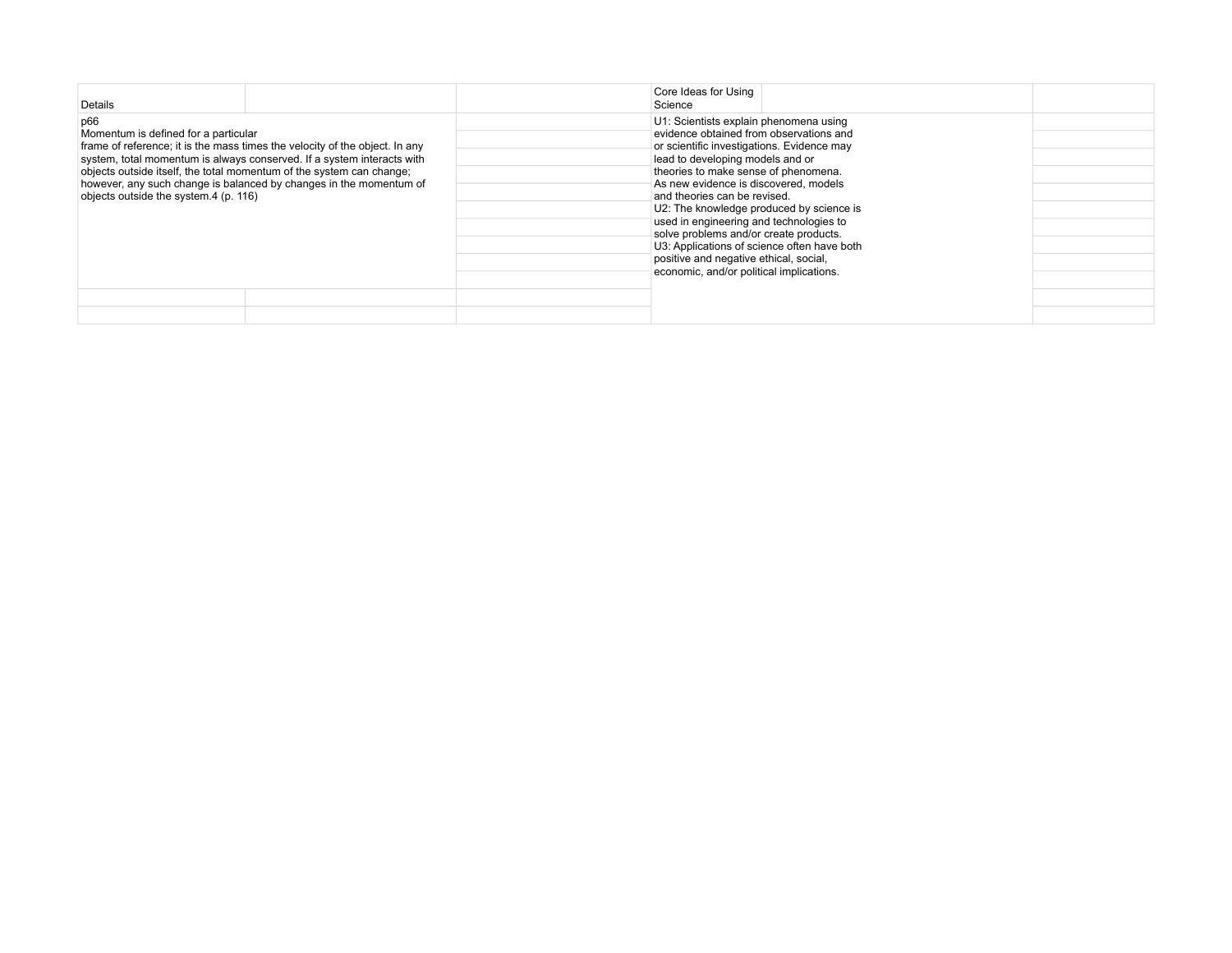| Details | | | Core Ideas for Using Science | | |
|---|---|---|---|---|---|
| p66<br>Momentum is defined for a particular frame of reference; it is the mass times the velocity of the object. In any system, total momentum is always conserved. If a system interacts with objects outside itself, the total momentum of the system can change; however, any such change is balanced by changes in the momentum of objects outside the system.4 (p. 116) | | | U1: Scientists explain phenomena using evidence obtained from observations and or scientific investigations. Evidence may lead to developing models and or theories to make sense of phenomena. As new evidence is discovered, models and theories can be revised.<br>U2: The knowledge produced by science is used in engineering and technologies to solve problems and/or create products.<br>U3: Applications of science often have both positive and negative ethical, social, economic, and/or political implications. | | |
| | | | | | |
| | | | | | |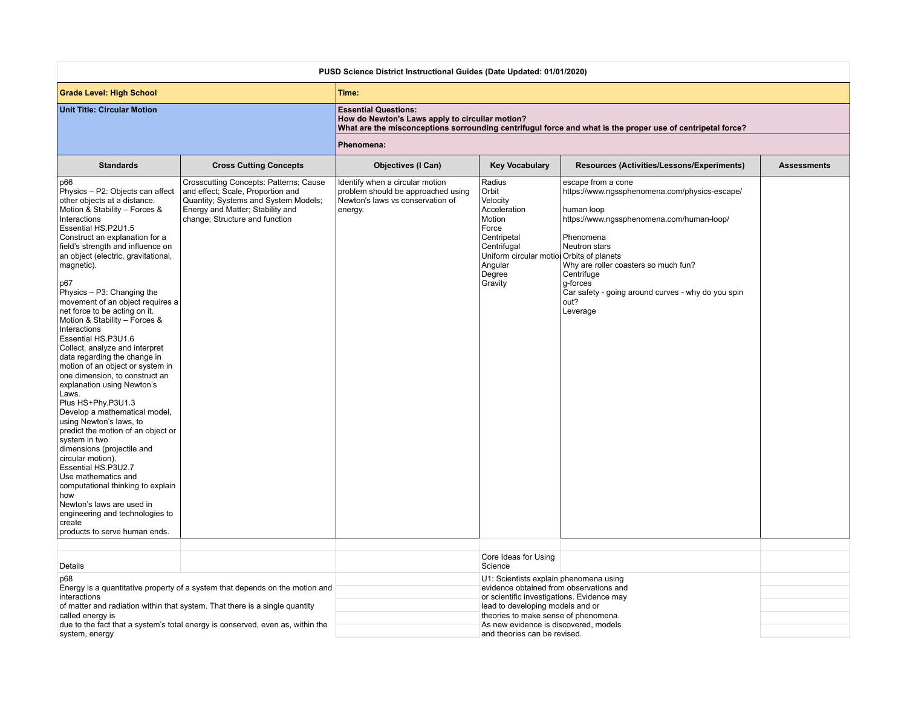**PUSD Science District Instructional Guides (Date Updated: 01/01/2020)**

| **Grade Level: High School** | | **Time:** | | | |
|---|---|---|---|---|---|
| **Unit Title: Circular Motion** | | **Essential Questions:**<br>**How do Newton's Laws apply to cirulicular motion?**<br>**What are the misconceptions sorrounding centrifugul force and what is the proper use of centripetal force?**<br><br>**Phenomena:** | | | |
| **Standards** | **Cross Cutting Concepts** | **Objectives (I Can)** | **Key Vocabulary** | **Resources (Activities/Lessons/Experiments)** | **Assessments** |
| p66<br>Physics – P2: Objects can affect other objects at a distance.<br>Motion & Stability – Forces & Interactions<br>Essential HS.P2U1.5<br>Construct an explanation for a field's strength and influence on an object (electric, gravitational, magnetic).<br><br>p67<br>Physics – P3: Changing the movement of an object requires a net force to be acting on it.<br>Motion & Stability – Forces & Interactions<br>Essential HS.P3U1.6<br>Collect, analyze and interpret data regarding the change in motion of an object or system in one dimension, to construct an explanation using Newton's Laws.<br>Plus HS+Phy.P3U1.3<br>Develop a mathematical model, using Newton's laws, to predict the motion of an object or system in two dimensions (projectile and circular motion).<br>Essential HS.P3U2.7<br>Use mathematics and computational thinking to explain how Newton's laws are used in engineering and technologies to create products to serve human ends. | Crosscutting Concepts: Patterns; Cause and effect; Scale, Proportion and Quantity; Systems and System Models; Energy and Matter; Stability and change; Structure and function | Identify when a circular motion problem should be approached using Newton's laws vs conservation of energy. | Radius<br>Orbit<br>Velocity<br>Acceleration<br>Motion<br>Force<br>Centripetal<br>Centrifugal<br>Uniform circular motion<br>Angular<br>Degree<br>Gravity | escape from a cone<br>https://www.ngssphenomena.com/physics-escape/<br><br>human loop<br>https://www.ngssphenomena.com/human-loop/<br><br>Phenomena<br>Neutron stars<br>Orbits of planets<br>Why are roller coasters so much fun?<br>Centrifuge<br>g-forces<br>Car safety - going around curves - why do you spin out?<br>Leverage | |
| | | | | | |
| Details | | | Core Ideas for Using Science | | |
| p68<br>Energy is a quantitative property of a system that depends on the motion and interactions of matter and radiation within that system. That there is a single quantity called energy is due to the fact that a system's total energy is conserved, even as, within the system, energy | | | U1: Scientists explain phenomena using evidence obtained from observations and or scientific investigations. Evidence may lead to developing models and or theories to make sense of phenomena. As new evidence is discovered, models and theories can be revised. | | |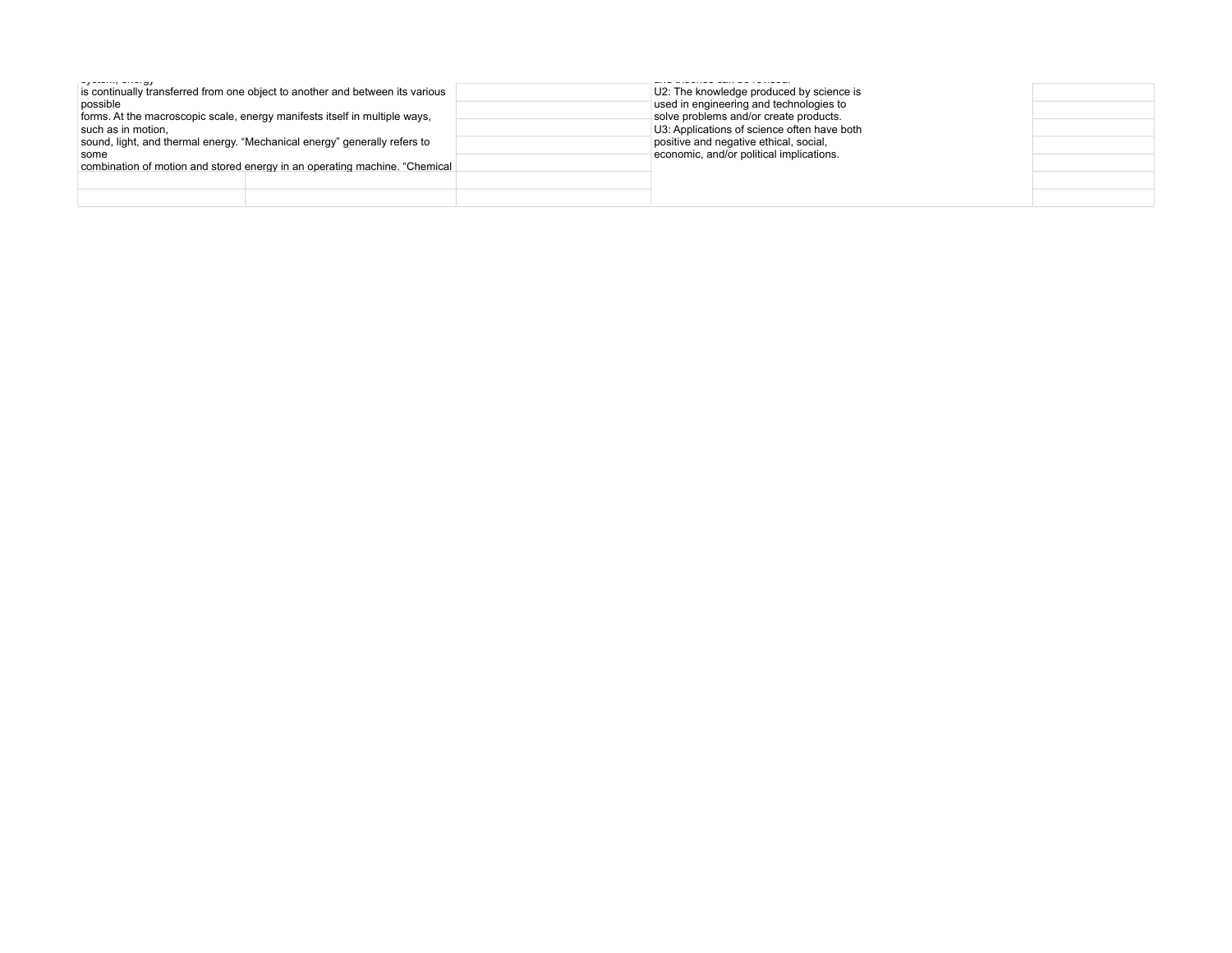| | | | | |
|---|---|---|---|---|
| system, energy is continually transferred from one object to another and between its various possible forms. At the macroscopic scale, energy manifests itself in multiple ways, such as in motion, sound, light, and thermal energy. "Mechanical energy" generally refers to some combination of motion and stored energy in an operating machine. "Chemical | | | and theories can be revised. U2: The knowledge produced by science is used in engineering and technologies to solve problems and/or create products. U3: Applications of science often have both positive and negative ethical, social, economic, and/or political implications. | |
| | | | | |
| | | | | |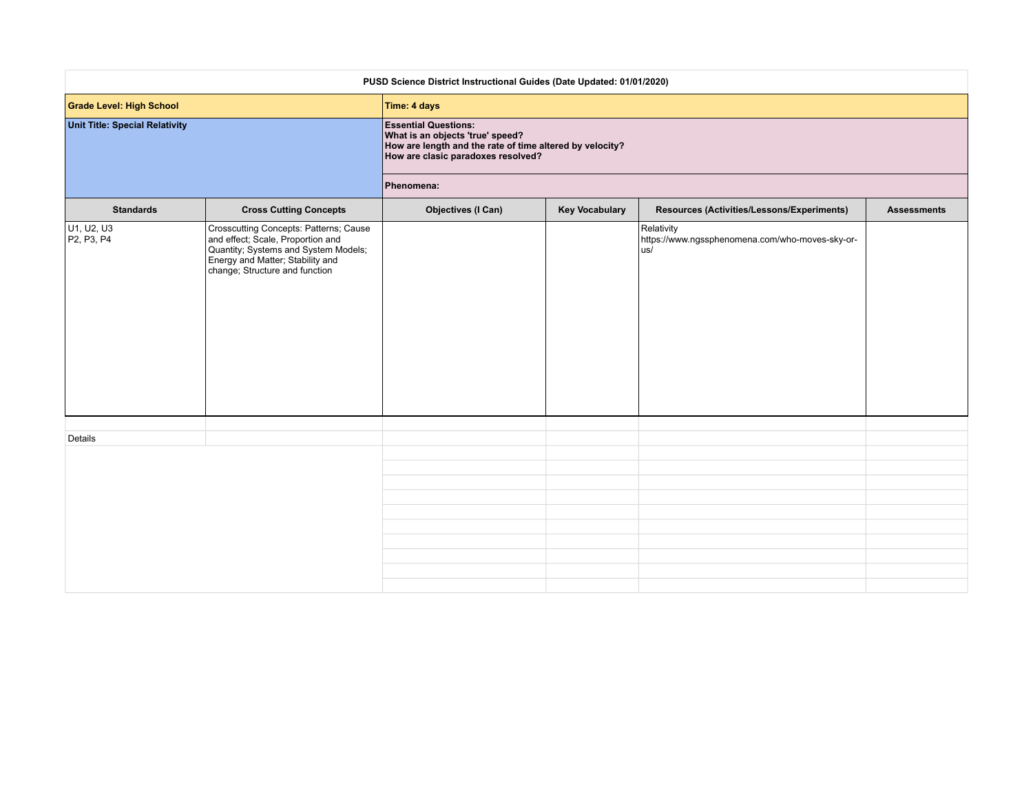**PUSD Science District Instructional Guides (Date Updated: 01/01/2020)**

| Grade Level: High School | Time: 4 days |
|---|---|
| **Unit Title: Special Relativity** | **Essential Questions:**<br>**What is an objects 'true' speed?**<br>**How are length and the rate of time altered by velocity?**<br>**How are clasic paradoxes resolved?** |
| | **Phenomena:** |

| Standards | Cross Cutting Concepts | Objectives (I Can) | Key Vocabulary | Resources (Activities/Lessons/Experiments) | Assessments |
|---|---|---|---|---|---|
| U1, U2, U3<br>P2, P3, P4 | Crosscutting Concepts: Patterns; Cause and effect; Scale, Proportion and Quantity; Systems and System Models; Energy and Matter; Stability and change; Structure and function | | | Relativity<br>https://www.ngssphenomena.com/who-moves-sky-or-us/ | |

Details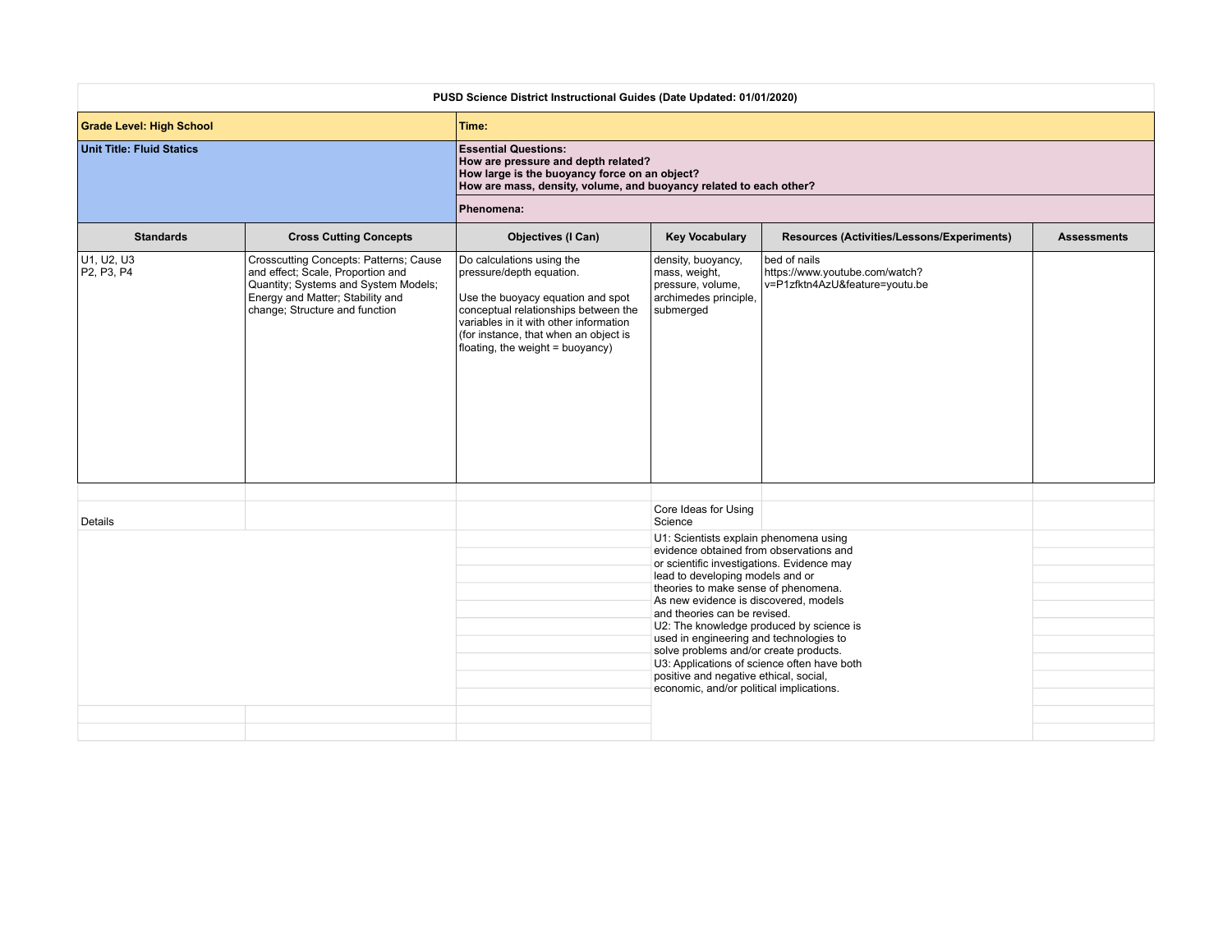**PUSD Science District Instructional Guides (Date Updated: 01/01/2020)**

| **Grade Level: High School** | | | **Time:** | | |
|---|---|---|---|---|---|
| **Unit Title: Fluid Statics** | | | **Essential Questions:**<br>**How are pressure and depth related?**<br>**How large is the buoyancy force on an object?**<br>**How are mass, density, volume, and buoyancy related to each other?** | | |
| | | | **Phenomena:** | | |
| **Standards** | **Cross Cutting Concepts** | **Objectives (I Can)** | **Key Vocabulary** | **Resources (Activities/Lessons/Experiments)** | **Assessments** |
| U1, U2, U3<br>P2, P3, P4 | Crosscutting Concepts: Patterns; Cause and effect; Scale, Proportion and Quantity; Systems and System Models; Energy and Matter; Stability and change; Structure and function | Do calculations using the pressure/depth equation.<br><br>Use the buoyacy equation and spot conceptual relationships between the variables in it with other information (for instance, that when an object is floating, the weight = buoyancy) | density, buoyancy, mass, weight, pressure, volume, archimedes principle, submerged | bed of nails<br>https://www.youtube.com/watch?v=P1zfktn4AzU&feature=youtu.be | |

| Details | | | Core Ideas for Using Science | | |
|---|---|---|---|---|---|
| | | | U1: Scientists explain phenomena using evidence obtained from observations and or scientific investigations. Evidence may lead to developing models and or theories to make sense of phenomena. As new evidence is discovered, models and theories can be revised.<br>U2: The knowledge produced by science is used in engineering and technologies to solve problems and/or create products.<br>U3: Applications of science often have both positive and negative ethical, social, economic, and/or political implications. | | |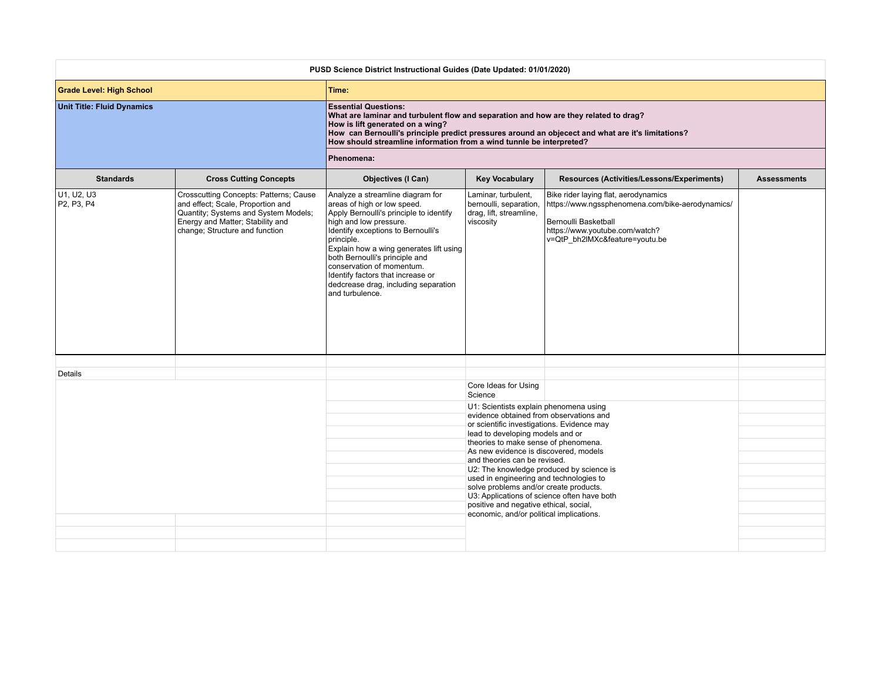**PUSD Science District Instructional Guides (Date Updated: 01/01/2020)**

| | | | | | |
|---|---|---|---|---|---|
| **Grade Level: High School** | | **Time:** | | | |
| **Unit Title: Fluid Dynamics** | | **Essential Questions:**<br>**What are laminar and turbulent flow and separation and how are they related to drag?**<br>**How is lift generated on a wing?**<br>**How can Bernoulli's principle predict pressures around an objecect and what are it's limitations?**<br>**How should streamline information from a wind tunnle be interpreted?** | | | |
| | | **Phenomena:** | | | |
| **Standards** | **Cross Cutting Concepts** | **Objectives (I Can)** | **Key Vocabulary** | **Resources (Activities/Lessons/Experiments)** | **Assessments** |
| U1, U2, U3<br>P2, P3, P4 | Crosscutting Concepts: Patterns; Cause and effect; Scale, Proportion and Quantity; Systems and System Models; Energy and Matter; Stability and change; Structure and function | Analyze a streamline diagram for areas of high or low speed.<br>Apply Bernoulli's principle to identify high and low pressure.<br>Identify exceptions to Bernoulli's principle.<br>Explain how a wing generates lift using both Bernoulli's principle and conservation of momentum.<br>Identify factors that increase or dedcrease drag, including separation and turbulence. | Laminar, turbulent, bernoulli, separation, drag, lift, streamline, viscosity | Bike rider laying flat, aerodynamics https://www.ngssphenomena.com/bike-aerodynamics/<br><br>Bernoulli Basketball https://www.youtube.com/watch?v=QtP_bh2lMXc&feature=youtu.be | |

Details

Core Ideas for Using Science

U1: Scientists explain phenomena using evidence obtained from observations and or scientific investigations. Evidence may lead to developing models and or theories to make sense of phenomena. As new evidence is discovered, models and theories can be revised.

U2: The knowledge produced by science is used in engineering and technologies to solve problems and/or create products.

U3: Applications of science often have both positive and negative ethical, social, economic, and/or political implications.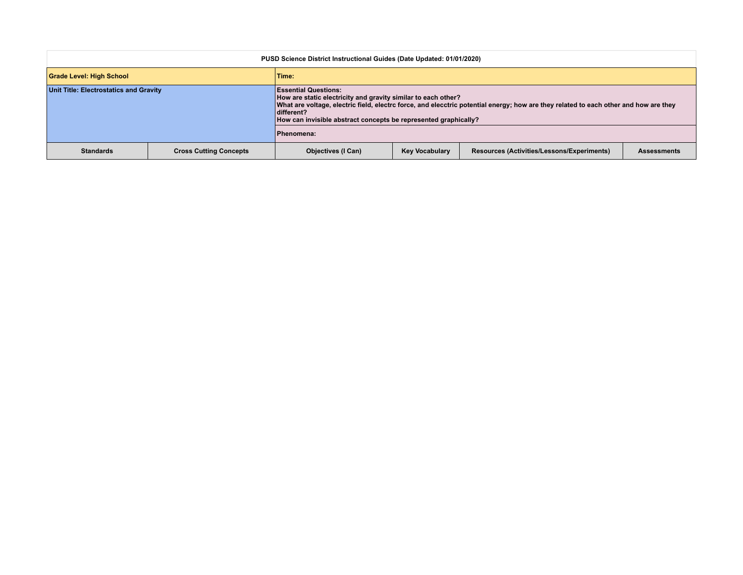| PUSD Science District Instructional Guides (Date Updated: 01/01/2020) | | | | | |
|---|---|---|---|---|---|
| **Grade Level: High School** | | **Time:** | | | |
| **Unit Title: Electrostatics and Gravity** | | **Essential Questions:**<br>How are static electricity and gravity similar to each other?<br>What are voltage, electric field, electrc force, and elecctric potential energy; how are they related to each other and how are they different?<br>How can invisible abstract concepts be represented graphically? | | | |
| | | **Phenomena:** | | | |
| **Standards** | **Cross Cutting Concepts** | **Objectives (I Can)** | **Key Vocabulary** | **Resources (Activities/Lessons/Experiments)** | **Assessments** |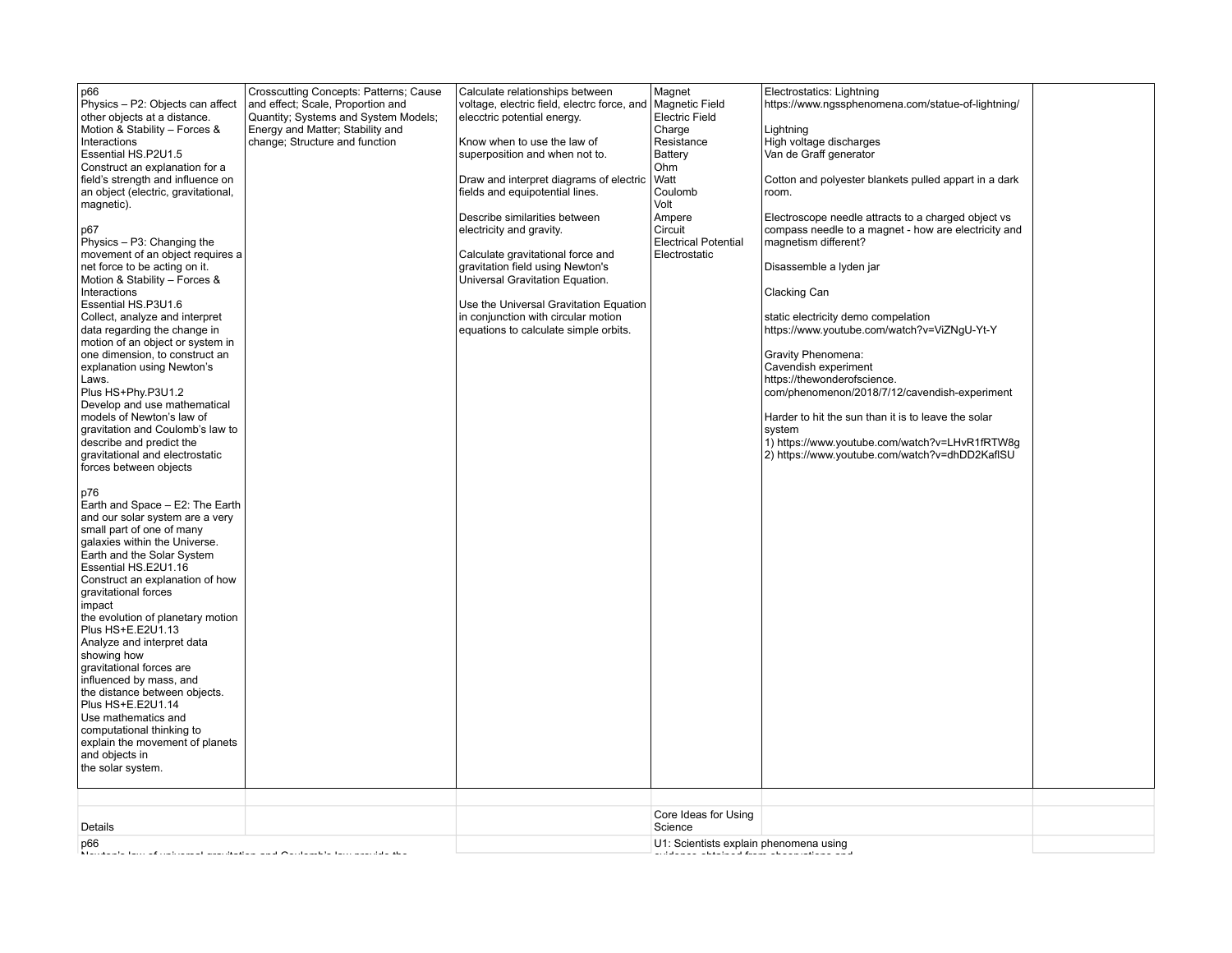| | | | | | |
|---|---|---|---|---|---|
| p66<br>Physics – P2: Objects can affect other objects at a distance.<br>Motion & Stability – Forces & Interactions<br>Essential HS.P2U1.5<br>Construct an explanation for a field's strength and influence on an object (electric, gravitational, magnetic).<br><br>p67<br>Physics – P3: Changing the movement of an object requires a net force to be acting on it.<br>Motion & Stability – Forces & Interactions<br>Essential HS.P3U1.6<br>Collect, analyze and interpret data regarding the change in motion of an object or system in one dimension, to construct an explanation using Newton's Laws.<br>Plus HS+Phy.P3U1.2<br>Develop and use mathematical models of Newton's law of gravitation and Coulomb's law to describe and predict the gravitational and electrostatic forces between objects<br><br>p76<br>Earth and Space – E2: The Earth and our solar system are a very small part of one of many galaxies within the Universe.<br>Earth and the Solar System<br>Essential HS.E2U1.16<br>Construct an explanation of how gravitational forces impact the evolution of planetary motion<br>Plus HS+E.E2U1.13<br>Analyze and interpret data showing how gravitational forces are influenced by mass, and the distance between objects.<br>Plus HS+E.E2U1.14<br>Use mathematics and computational thinking to explain the movement of planets and objects in the solar system. | Crosscutting Concepts: Patterns; Cause and effect; Scale, Proportion and Quantity; Systems and System Models; Energy and Matter; Stability and change; Structure and function | Calculate relationships between voltage, electric field, electrc force, and elecctric potential energy.<br><br>Know when to use the law of superposition and when not to.<br><br>Draw and interpret diagrams of electric fields and equipotential lines.<br><br>Describe similarities between electricity and gravity.<br><br>Calculate gravitational force and gravitation field using Newton's Universal Gravitation Equation.<br><br>Use the Universal Gravitation Equation in conjunction with circular motion equations to calculate simple orbits. | Magnet<br>Magnetic Field<br>Electric Field<br>Charge<br>Resistance<br>Battery<br>Ohm<br>Watt<br>Coulomb<br>Volt<br>Ampere<br>Circuit<br>Electrical Potential<br>Electrostatic | Electrostatics: Lightning<br>https://www.ngssphenomena.com/statue-of-lightning/<br><br>Lightning<br>High voltage discharges<br>Van de Graff generator<br><br>Cotton and polyester blankets pulled appart in a dark room.<br><br>Electroscope needle attracts to a charged object vs compass needle to a magnet - how are electricity and magnetism different?<br><br>Disassemble a lyden jar<br><br>Clacking Can<br><br>static electricity demo compelation<br>https://www.youtube.com/watch?v=ViZNgU-Yt-Y<br><br>Gravity Phenomena:<br>Cavendish experiment<br>https://thewonderofscience.com/phenomenon/2018/7/12/cavendish-experiment<br><br>Harder to hit the sun than it is to leave the solar system<br>1) https://www.youtube.com/watch?v=LHvR1fRTW8g<br>2) https://www.youtube.com/watch?v=dhDD2KafISU | |

| | | | | | |
|---|---|---|---|---|---|
| | | | | | |
| Details | | | Core Ideas for Using Science | | |
| p66 | | | U1: Scientists explain phenomena using | | |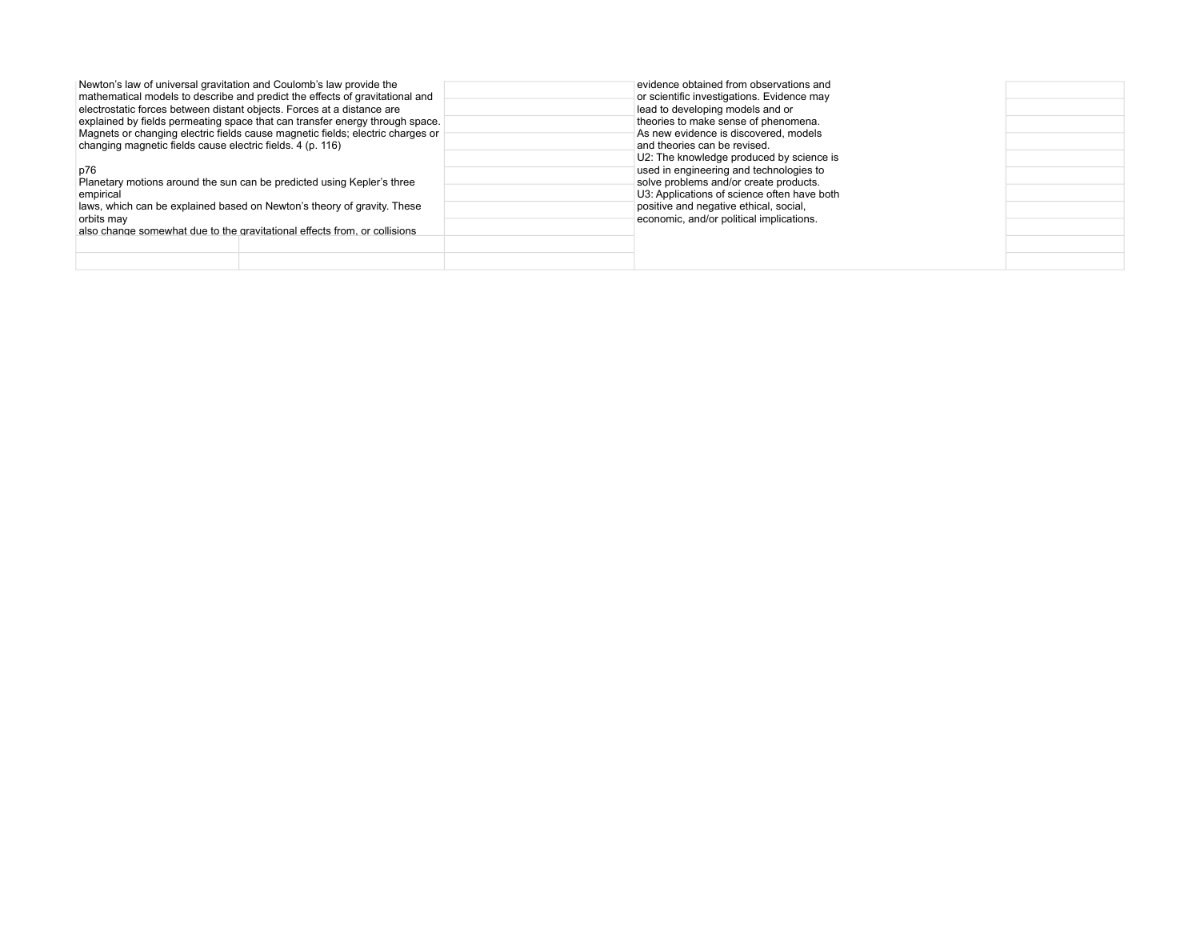| | | | | |
|---|---|---|---|---|
| Newton's law of universal gravitation and Coulomb's law provide the mathematical models to describe and predict the effects of gravitational and electrostatic forces between distant objects. Forces at a distance are explained by fields permeating space that can transfer energy through space. Magnets or changing electric fields cause magnetic fields; electric charges or changing magnetic fields cause electric fields. 4 (p. 116)<br><br>p76<br>Planetary motions around the sun can be predicted using Kepler's three empirical<br>laws, which can be explained based on Newton's theory of gravity. These orbits may<br>also change somewhat due to the gravitational effects from, or collisions | | | evidence obtained from observations and or scientific investigations. Evidence may lead to developing models and or theories to make sense of phenomena. As new evidence is discovered, models and theories can be revised.<br>U2: The knowledge produced by science is used in engineering and technologies to solve problems and/or create products.<br>U3: Applications of science often have both positive and negative ethical, social, economic, and/or political implications. | |
| | | | | |
| | | | | |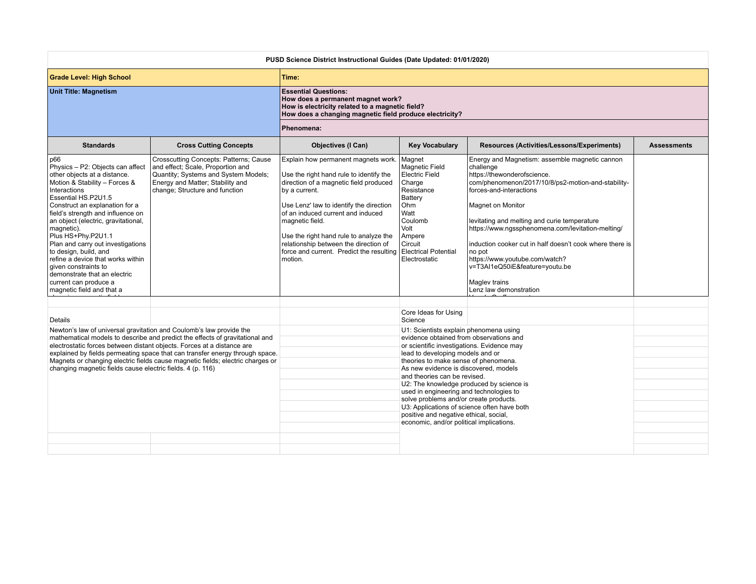**PUSD Science District Instructional Guides (Date Updated: 01/01/2020)**

| **Grade Level: High School** | | | **Time:** | | |
|---|---|---|---|---|---|
| **Unit Title: Magnetism** | | | **Essential Questions:**<br>**How does a permanent magnet work?**<br>**How is electricity related to a magnetic field?**<br>**How does a changing magnetic field produce electricity?** | | |
| | | | **Phenomena:** | | |
| **Standards** | **Cross Cutting Concepts** | **Objectives (I Can)** | **Key Vocabulary** | **Resources (Activities/Lessons/Experiments)** | **Assessments** |
| p66<br>Physics – P2: Objects can affect other objects at a distance.<br>Motion & Stability – Forces & Interactions<br>Essential HS.P2U1.5<br>Construct an explanation for a field's strength and influence on an object (electric, gravitational, magnetic).<br>Plus HS+Phy.P2U1.1<br>Plan and carry out investigations to design, build, and refine a device that works within given constraints to demonstrate that an electric current can produce a magnetic field and that a | Crosscutting Concepts: Patterns; Cause and effect; Scale, Proportion and Quantity; Systems and System Models; Energy and Matter; Stability and change; Structure and function | Explain how permanent magnets work.<br><br>Use the right hand rule to identify the direction of a magnetic field produced by a current.<br><br>Use Lenz' law to identify the direction of an induced current and induced magnetic field.<br><br>Use the right hand rule to analyze the relationship between the direction of force and current. Predict the resulting motion. | Magnet<br>Magnetic Field<br>Electric Field<br>Charge<br>Resistance<br>Battery<br>Ohm<br>Watt<br>Coulomb<br>Volt<br>Ampere<br>Circuit<br>Electrical Potential<br>Electrostatic | Energy and Magnetism: assemble magnetic cannon challenge<br>https://thewonderofscience.com/phenomenon/2017/10/8/ps2-motion-and-stability-forces-and-interactions<br><br>Magnet on Monitor<br><br>levitating and melting and curie temperature<br>https://www.ngssphenomena.com/levitation-melting/<br><br>induction cooker cut in half doesn't cook where there is no pot<br>https://www.youtube.com/watch?v=T3AI1eQ50iE&feature=youtu.be<br><br>Maglev trains<br>Lenz law demonstration | |
| | | | | | |
| Details | | | Core Ideas for Using Science | | |
| Newton's law of universal gravitation and Coulomb's law provide the mathematical models to describe and predict the effects of gravitational and electrostatic forces between distant objects. Forces at a distance are explained by fields permeating space that can transfer energy through space. Magnets or changing electric fields cause magnetic fields; electric charges or changing magnetic fields cause electric fields. 4 (p. 116) | | | U1: Scientists explain phenomena using evidence obtained from observations and or scientific investigations. Evidence may lead to developing models and or theories to make sense of phenomena. As new evidence is discovered, models and theories can be revised.<br>U2: The knowledge produced by science is used in engineering and technologies to solve problems and/or create products.<br>U3: Applications of science often have both positive and negative ethical, social, economic, and/or political implications. | | |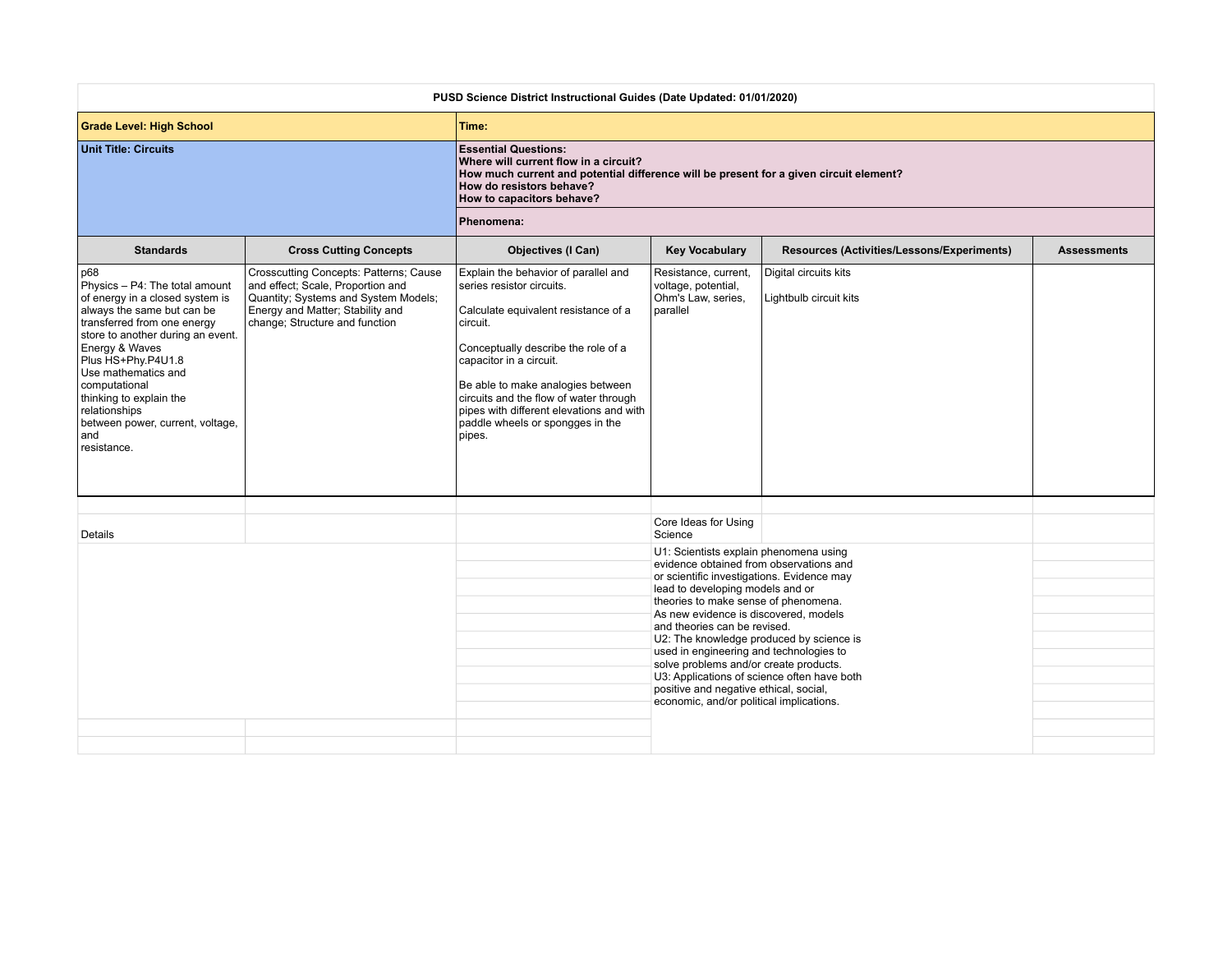**PUSD Science District Instructional Guides (Date Updated: 01/01/2020)**

| **Grade Level: High School** | **Time:** |
|---|---|
| **Unit Title: Circuits** | **Essential Questions:**<br>**Where will current flow in a circuit?**<br>**How much current and potential difference will be present for a given circuit element?**<br>**How do resistors behave?**<br>**How to capacitors behave?**<br><br>**Phenomena:** |

| Standards | Cross Cutting Concepts | Objectives (I Can) | Key Vocabulary | Resources (Activities/Lessons/Experiments) | Assessments |
|---|---|---|---|---|---|
| p68<br>Physics – P4: The total amount of energy in a closed system is always the same but can be transferred from one energy store to another during an event.<br>Energy & Waves<br>Plus HS+Phy.P4U1.8<br>Use mathematics and computational thinking to explain the relationships between power, current, voltage, and resistance. | Crosscutting Concepts: Patterns; Cause and effect; Scale, Proportion and Quantity; Systems and System Models; Energy and Matter; Stability and change; Structure and function | Explain the behavior of parallel and series resistor circuits.<br><br>Calculate equivalent resistance of a circuit.<br><br>Conceptually describe the role of a capacitor in a circuit.<br><br>Be able to make analogies between circuits and the flow of water through pipes with different elevations and with paddle wheels or spongges in the pipes. | Resistance, current, voltage, potential, Ohm's Law, series, parallel | Digital circuits kits<br><br>Lightbulb circuit kits | |

| Details | | | Core Ideas for Using Science | | |
|---|---|---|---|---|---|
| | | | U1: Scientists explain phenomena using evidence obtained from observations and or scientific investigations. Evidence may lead to developing models and or theories to make sense of phenomena. As new evidence is discovered, models and theories can be revised.<br>U2: The knowledge produced by science is used in engineering and technologies to solve problems and/or create products.<br>U3: Applications of science often have both positive and negative ethical, social, economic, and/or political implications. | | |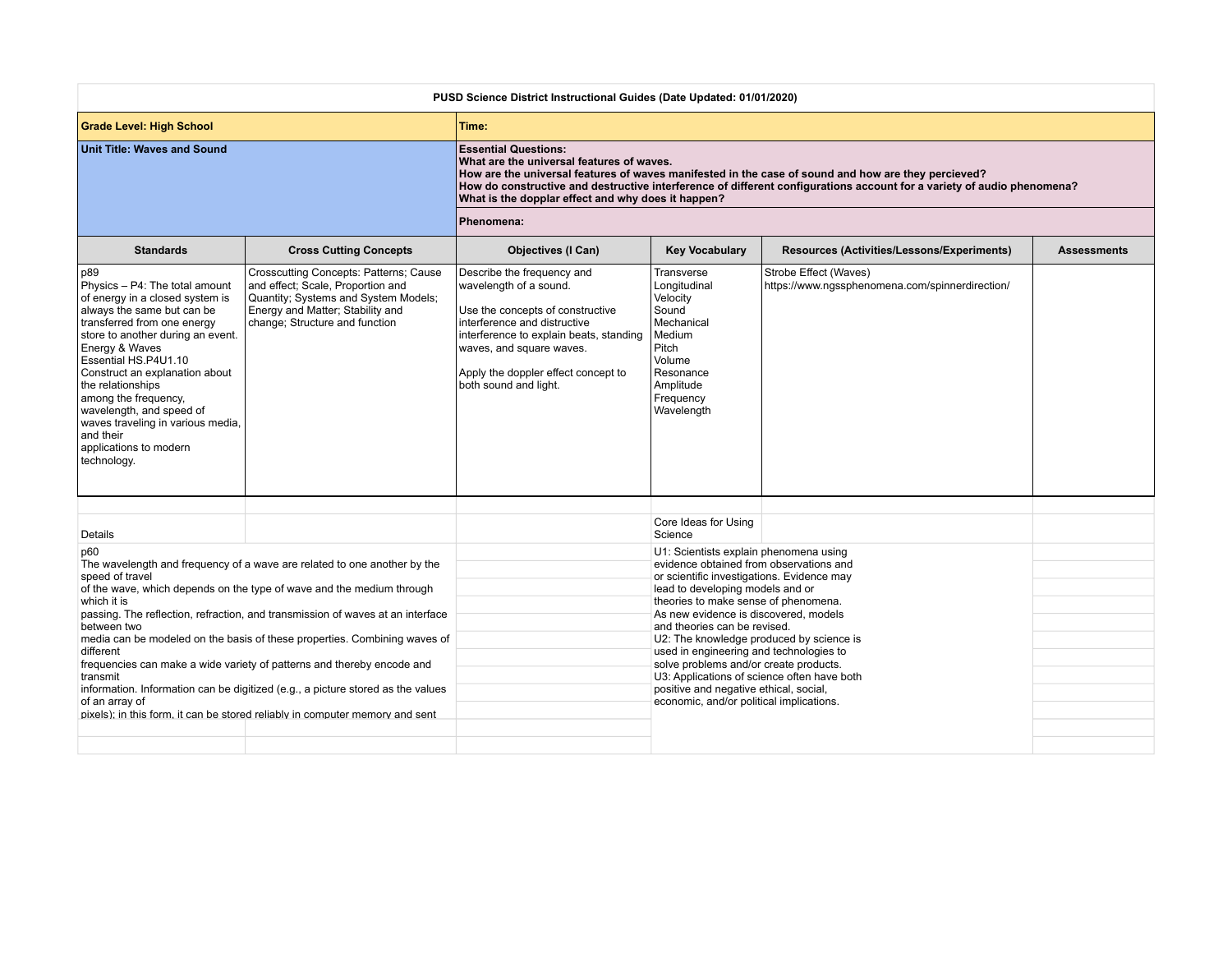**PUSD Science District Instructional Guides (Date Updated: 01/01/2020)**

| **Grade Level: High School** | | **Time:** | | | |
|---|---|---|---|---|---|
| **Unit Title: Waves and Sound** | | **Essential Questions:**<br>**What are the universal features of waves.**<br>**How are the universal features of waves manifested in the case of sound and how are they percieved?**<br>**How do constructive and destructive interference of different configurations account for a variety of audio phenomena?**<br>**What is the dopplar effect and why does it happen?**<br><br>**Phenomena:** | | | |
| **Standards** | **Cross Cutting Concepts** | **Objectives (I Can)** | **Key Vocabulary** | **Resources (Activities/Lessons/Experiments)** | **Assessments** |
| p89<br>Physics – P4: The total amount of energy in a closed system is always the same but can be transferred from one energy store to another during an event.<br>Energy & Waves<br>Essential HS.P4U1.10<br>Construct an explanation about the relationships among the frequency, wavelength, and speed of waves traveling in various media, and their applications to modern technology. | Crosscutting Concepts: Patterns; Cause and effect; Scale, Proportion and Quantity; Systems and System Models; Energy and Matter; Stability and change; Structure and function | Describe the frequency and wavelength of a sound.<br><br>Use the concepts of constructive interference and distructive interference to explain beats, standing waves, and square waves.<br><br>Apply the doppler effect concept to both sound and light. | Transverse<br>Longitudinal<br>Velocity<br>Sound<br>Mechanical<br>Medium<br>Pitch<br>Volume<br>Resonance<br>Amplitude<br>Frequency<br>Wavelength | Strobe Effect (Waves)<br>https://www.ngssphenomena.com/spinnerdirection/ | |

| Details | | | Core Ideas for Using Science | | |
|---|---|---|---|---|---|
| p60<br>The wavelength and frequency of a wave are related to one another by the speed of travel of the wave, which depends on the type of wave and the medium through which it is passing. The reflection, refraction, and transmission of waves at an interface between two media can be modeled on the basis of these properties. Combining waves of different frequencies can make a wide variety of patterns and thereby encode and transmit information. Information can be digitized (e.g., a picture stored as the values of an array of pixels); in this form, it can be stored reliably in computer memory and sent | | | U1: Scientists explain phenomena using evidence obtained from observations and or scientific investigations. Evidence may lead to developing models and or theories to make sense of phenomena. As new evidence is discovered, models and theories can be revised.<br>U2: The knowledge produced by science is used in engineering and technologies to solve problems and/or create products.<br>U3: Applications of science often have both positive and negative ethical, social, economic, and/or political implications. | | |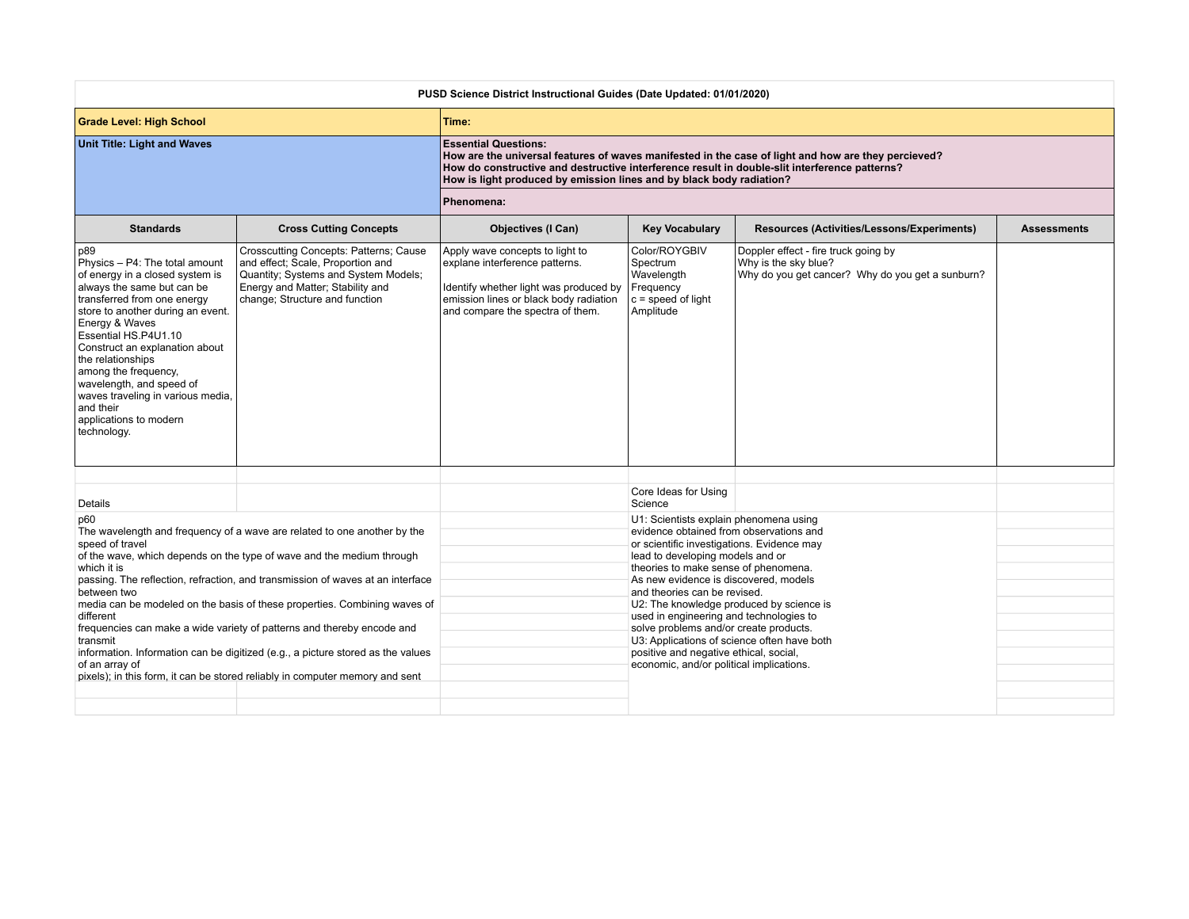**PUSD Science District Instructional Guides (Date Updated: 01/01/2020)**

| **Grade Level: High School** | **Time:** |
|---|---|
| **Unit Title: Light and Waves** | **Essential Questions:**<br>**How are the universal features of waves manifested in the case of light and how are they percieved?**<br>**How do constructive and destructive interference result in double-slit interference patterns?**<br>**How is light produced by emission lines and by black body radiation?** |
| | **Phenomena:** |

| Standards | Cross Cutting Concepts | Objectives (I Can) | Key Vocabulary | Resources (Activities/Lessons/Experiments) | Assessments |
|---|---|---|---|---|---|
| p89<br>Physics – P4: The total amount of energy in a closed system is always the same but can be transferred from one energy store to another during an event.<br>Energy & Waves<br>Essential HS.P4U1.10<br>Construct an explanation about the relationships among the frequency, wavelength, and speed of waves traveling in various media, and their applications to modern technology. | Crosscutting Concepts: Patterns; Cause and effect; Scale, Proportion and Quantity; Systems and System Models; Energy and Matter; Stability and change; Structure and function | Apply wave concepts to light to explane interference patterns.<br><br>Identify whether light was produced by emission lines or black body radiation and compare the spectra of them. | Color/ROYGBIV<br>Spectrum<br>Wavelength<br>Frequency<br>c = speed of light<br>Amplitude | Doppler effect - fire truck going by<br>Why is the sky blue?<br>Why do you get cancer? Why do you get a sunburn? | |

| Details | Core Ideas for Using Science |
|---|---|
| p60<br>The wavelength and frequency of a wave are related to one another by the speed of travel of the wave, which depends on the type of wave and the medium through which it is passing. The reflection, refraction, and transmission of waves at an interface between two media can be modeled on the basis of these properties. Combining waves of different frequencies can make a wide variety of patterns and thereby encode and transmit information. Information can be digitized (e.g., a picture stored as the values of an array of pixels); in this form, it can be stored reliably in computer memory and sent | U1: Scientists explain phenomena using evidence obtained from observations and or scientific investigations. Evidence may lead to developing models and or theories to make sense of phenomena. As new evidence is discovered, models and theories can be revised.<br>U2: The knowledge produced by science is used in engineering and technologies to solve problems and/or create products.<br>U3: Applications of science often have both positive and negative ethical, social, economic, and/or political implications. |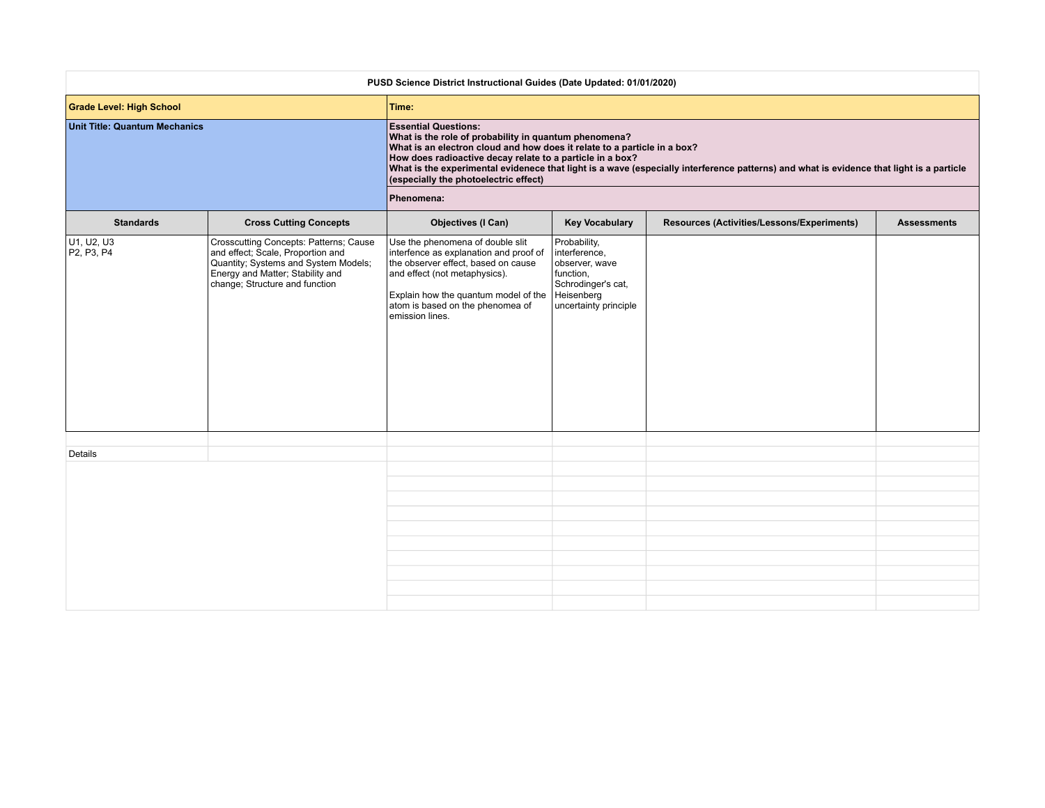**PUSD Science District Instructional Guides (Date Updated: 01/01/2020)**

| | | | | | |
|---|---|---|---|---|---|
| **Grade Level: High School** | | **Time:** | | | |
| **Unit Title: Quantum Mechanics** | | **Essential Questions:**<br>**What is the role of probability in quantum phenomena?**<br>**What is an electron cloud and how does it relate to a particle in a box?**<br>**How does radioactive decay relate to a particle in a box?**<br>**What is the experimental evidence that light is a wave (especially interference patterns) and what is evidence that light is a particle (especially the photoelectric effect)** | | | |
| | | **Phenomena:** | | | |
| **Standards** | **Cross Cutting Concepts** | **Objectives (I Can)** | **Key Vocabulary** | **Resources (Activities/Lessons/Experiments)** | **Assessments** |
| U1, U2, U3<br>P2, P3, P4 | Crosscutting Concepts: Patterns; Cause and effect; Scale, Proportion and Quantity; Systems and System Models; Energy and Matter; Stability and change; Structure and function | Use the phenomena of double slit interference as explanation and proof of the observer effect, based on cause and effect (not metaphysics).<br><br>Explain how the quantum model of the atom is based on the phenomea of emission lines. | Probability, interference, observer, wave function, Schrodinger's cat, Heisenberg uncertainty principle | | |

Details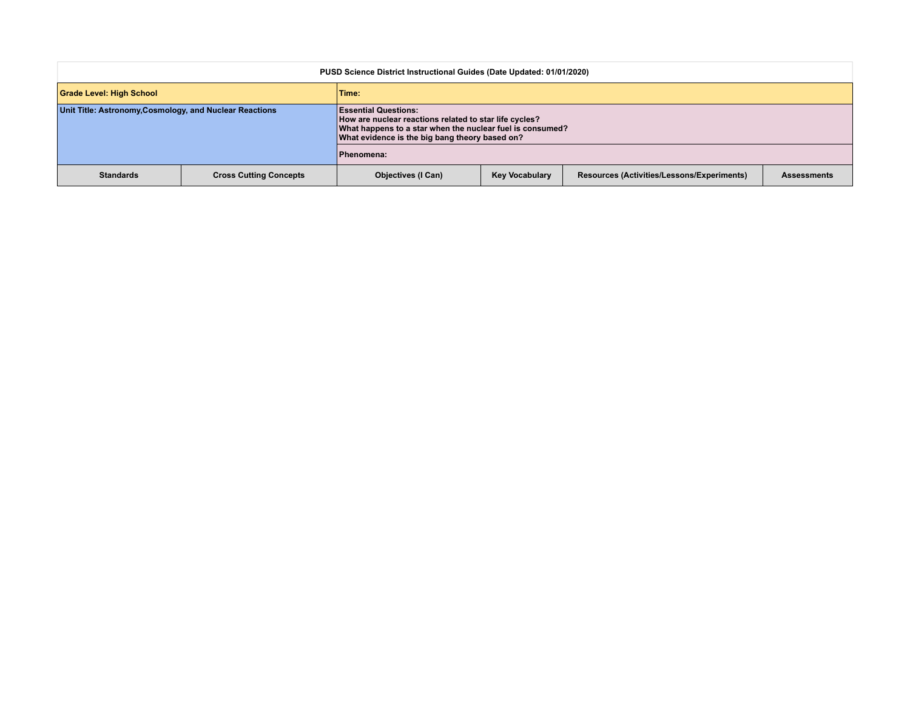| PUSD Science District Instructional Guides (Date Updated: 01/01/2020) | | | | | |
|---|---|---|---|---|---|
| Grade Level: High School | | Time: | | | |
| Unit Title: Astronomy,Cosmology, and Nuclear Reactions | | Essential Questions:<br>How are nuclear reactions related to star life cycles?<br>What happens to a star when the nuclear fuel is consumed?<br>What evidence is the big bang theory based on? | | | |
| | | Phenomena: | | | |
| Standards | Cross Cutting Concepts | Objectives (I Can) | Key Vocabulary | Resources (Activities/Lessons/Experiments) | Assessments |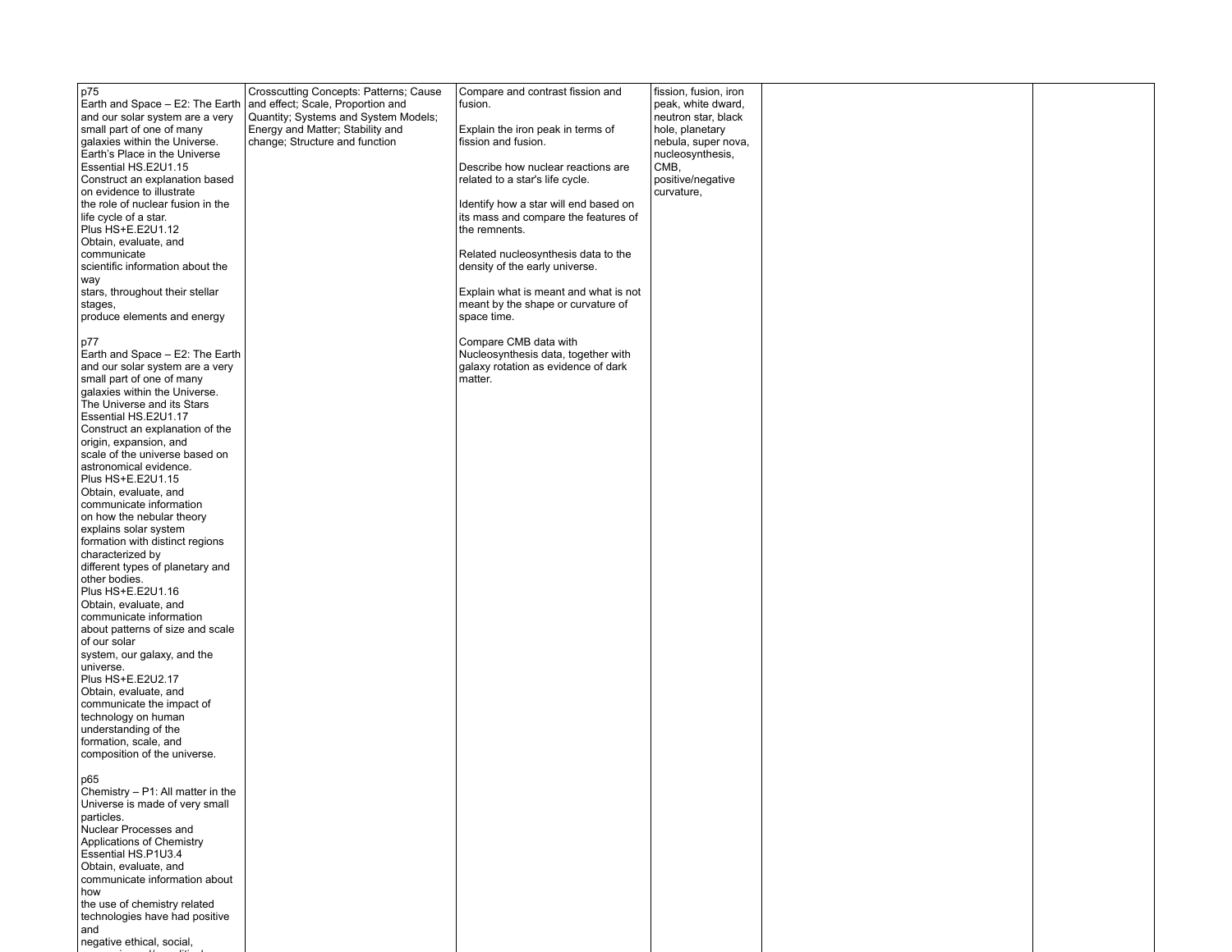| | | | | | |
|---|---|---|---|---|---|
| p75<br>Earth and Space – E2: The Earth and our solar system are a very small part of one of many galaxies within the Universe.<br>Earth's Place in the Universe<br>Essential HS.E2U1.15<br>Construct an explanation based on evidence to illustrate the role of nuclear fusion in the life cycle of a star.<br>Plus HS+E.E2U1.12<br>Obtain, evaluate, and communicate scientific information about the way stars, throughout their stellar stages, produce elements and energy<br><br>p77<br>Earth and Space – E2: The Earth and our solar system are a very small part of one of many galaxies within the Universe.<br>The Universe and its Stars<br>Essential HS.E2U1.17<br>Construct an explanation of the origin, expansion, and scale of the universe based on astronomical evidence.<br>Plus HS+E.E2U1.15<br>Obtain, evaluate, and communicate information on how the nebular theory explains solar system formation with distinct regions characterized by different types of planetary and other bodies.<br>Plus HS+E.E2U1.16<br>Obtain, evaluate, and communicate information about patterns of size and scale of our solar system, our galaxy, and the universe.<br>Plus HS+E.E2U2.17<br>Obtain, evaluate, and communicate the impact of technology on human understanding of the formation, scale, and composition of the universe.<br><br>p65<br>Chemistry – P1: All matter in the Universe is made of very small particles.<br>Nuclear Processes and Applications of Chemistry<br>Essential HS.P1U3.4<br>Obtain, evaluate, and communicate information about how the use of chemistry related technologies have had positive and negative ethical, social, | Crosscutting Concepts: Patterns; Cause and effect; Scale, Proportion and Quantity; Systems and System Models; Energy and Matter; Stability and change; Structure and function | Compare and contrast fission and fusion.<br><br>Explain the iron peak in terms of fission and fusion.<br><br>Describe how nuclear reactions are related to a star's life cycle.<br><br>Identify how a star will end based on its mass and compare the features of the remnents.<br><br>Related nucleosynthesis data to the density of the early universe.<br><br>Explain what is meant and what is not meant by the shape or curvature of space time.<br><br>Compare CMB data with Nucleosynthesis data, together with galaxy rotation as evidence of dark matter. | fission, fusion, iron peak, white dward, neutron star, black hole, planetary nebula, super nova, nucleosynthesis, CMB, positive/negative curvature, | | |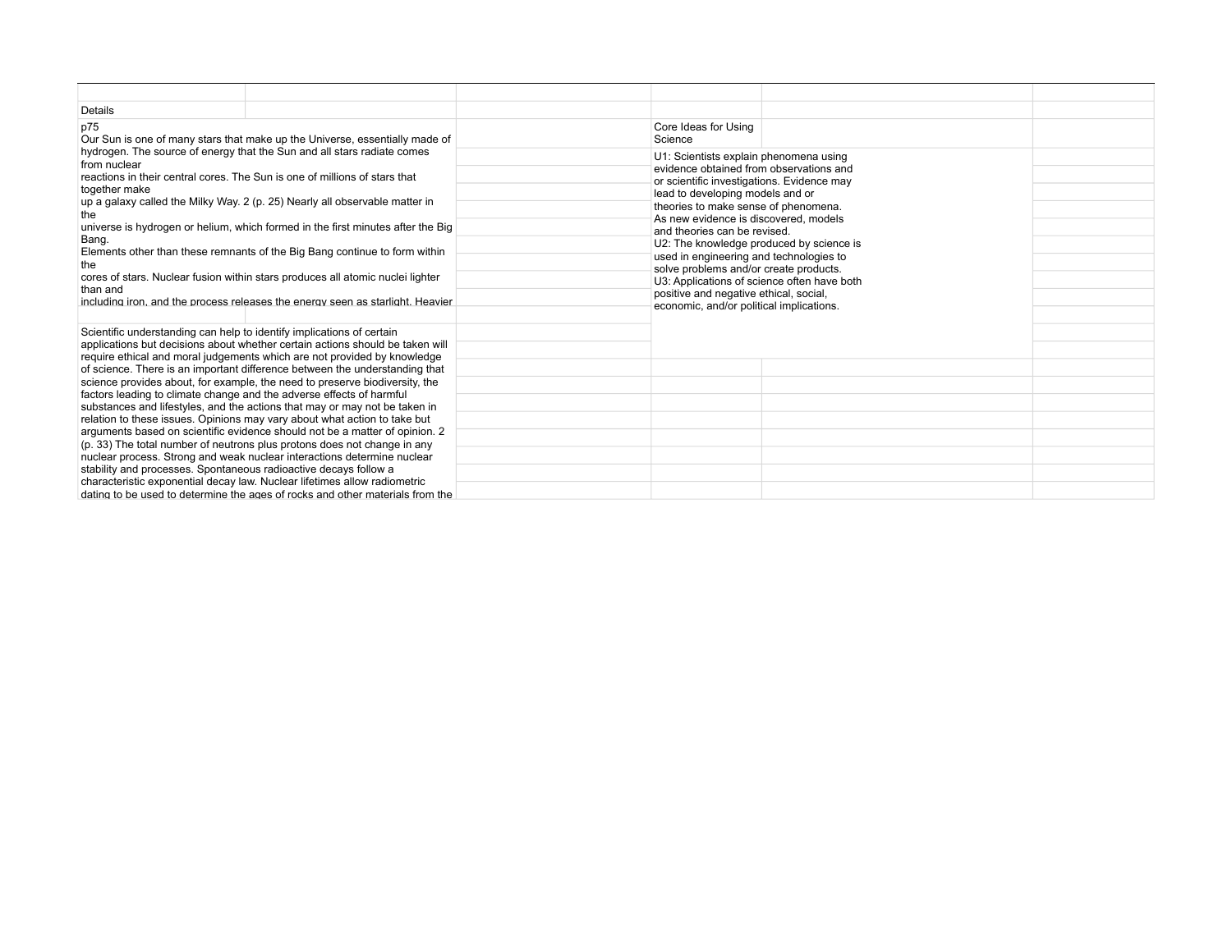| Details | | | | | |
|---|---|---|---|---|---|
| p75<br>Our Sun is one of many stars that make up the Universe, essentially made of hydrogen. The source of energy that the Sun and all stars radiate comes from nuclear<br>reactions in their central cores. The Sun is one of millions of stars that together make<br>up a galaxy called the Milky Way. 2 (p. 25) Nearly all observable matter in the<br>universe is hydrogen or helium, which formed in the first minutes after the Big Bang.<br>Elements other than these remnants of the Big Bang continue to form within the<br>cores of stars. Nuclear fusion within stars produces all atomic nuclei lighter than and<br>including iron, and the process releases the energy seen as starlight. Heavier | | | Core Ideas for Using Science | | |
| | | | U1: Scientists explain phenomena using evidence obtained from observations and or scientific investigations. Evidence may lead to developing models and or theories to make sense of phenomena. As new evidence is discovered, models and theories can be revised.<br>U2: The knowledge produced by science is used in engineering and technologies to solve problems and/or create products.<br>U3: Applications of science often have both positive and negative ethical, social, economic, and/or political implications. | | |
| Scientific understanding can help to identify implications of certain applications but decisions about whether certain actions should be taken will require ethical and moral judgements which are not provided by knowledge of science. There is an important difference between the understanding that science provides about, for example, the need to preserve biodiversity, the factors leading to climate change and the adverse effects of harmful substances and lifestyles, and the actions that may or may not be taken in relation to these issues. Opinions may vary about what action to take but arguments based on scientific evidence should not be a matter of opinion. 2 (p. 33) The total number of neutrons plus protons does not change in any nuclear process. Strong and weak nuclear interactions determine nuclear stability and processes. Spontaneous radioactive decays follow a characteristic exponential decay law. Nuclear lifetimes allow radiometric dating to be used to determine the ages of rocks and other materials from the | | | | | |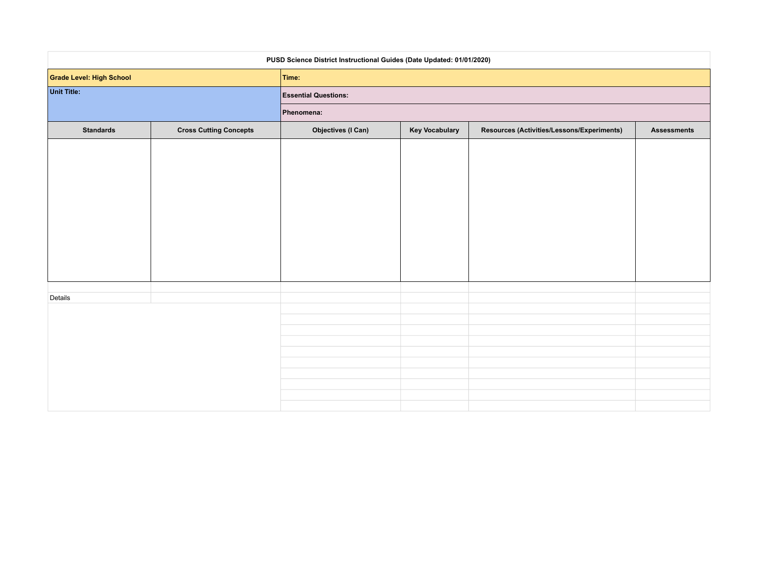| PUSD Science District Instructional Guides (Date Updated: 01/01/2020) | | | | | |
|---|---|---|---|---|---|
| **Grade Level: High School** | | **Time:** | | | |
| **Unit Title:** | | **Essential Questions:** | | | |
| | | **Phenomena:** | | | |
| **Standards** | **Cross Cutting Concepts** | **Objectives (I Can)** | **Key Vocabulary** | **Resources (Activities/Lessons/Experiments)** | **Assessments** |
| | | | | | |

Details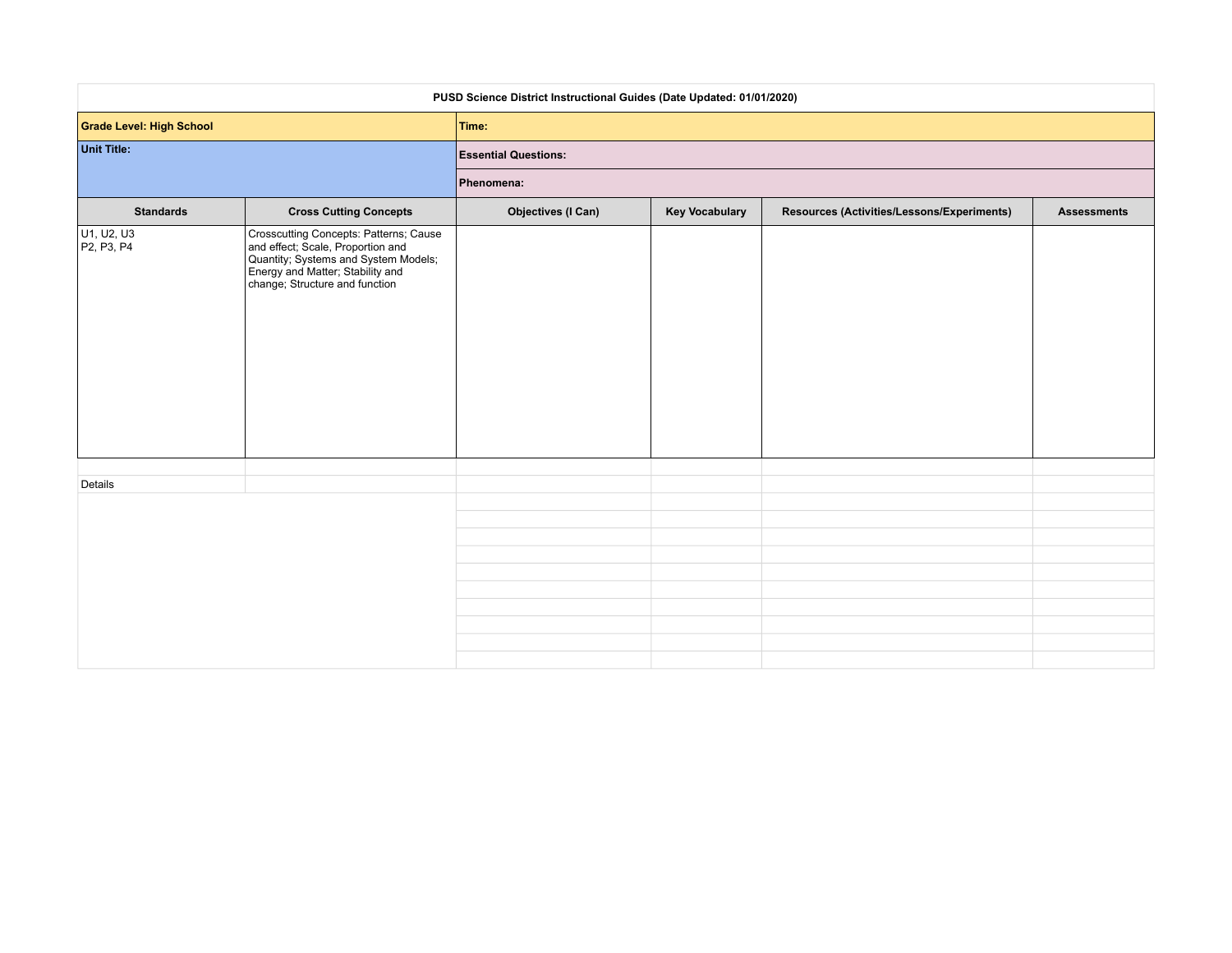| PUSD Science District Instructional Guides (Date Updated: 01/01/2020) | | | | | |
|---|---|---|---|---|---|
| **Grade Level: High School** | | **Time:** | | | |
| **Unit Title:** | | **Essential Questions:** | | | |
| | | **Phenomena:** | | | |
| **Standards** | **Cross Cutting Concepts** | **Objectives (I Can)** | **Key Vocabulary** | **Resources (Activities/Lessons/Experiments)** | **Assessments** |
| U1, U2, U3<br>P2, P3, P4 | Crosscutting Concepts: Patterns; Cause and effect; Scale, Proportion and Quantity; Systems and System Models; Energy and Matter; Stability and change; Structure and function | | | | |

Details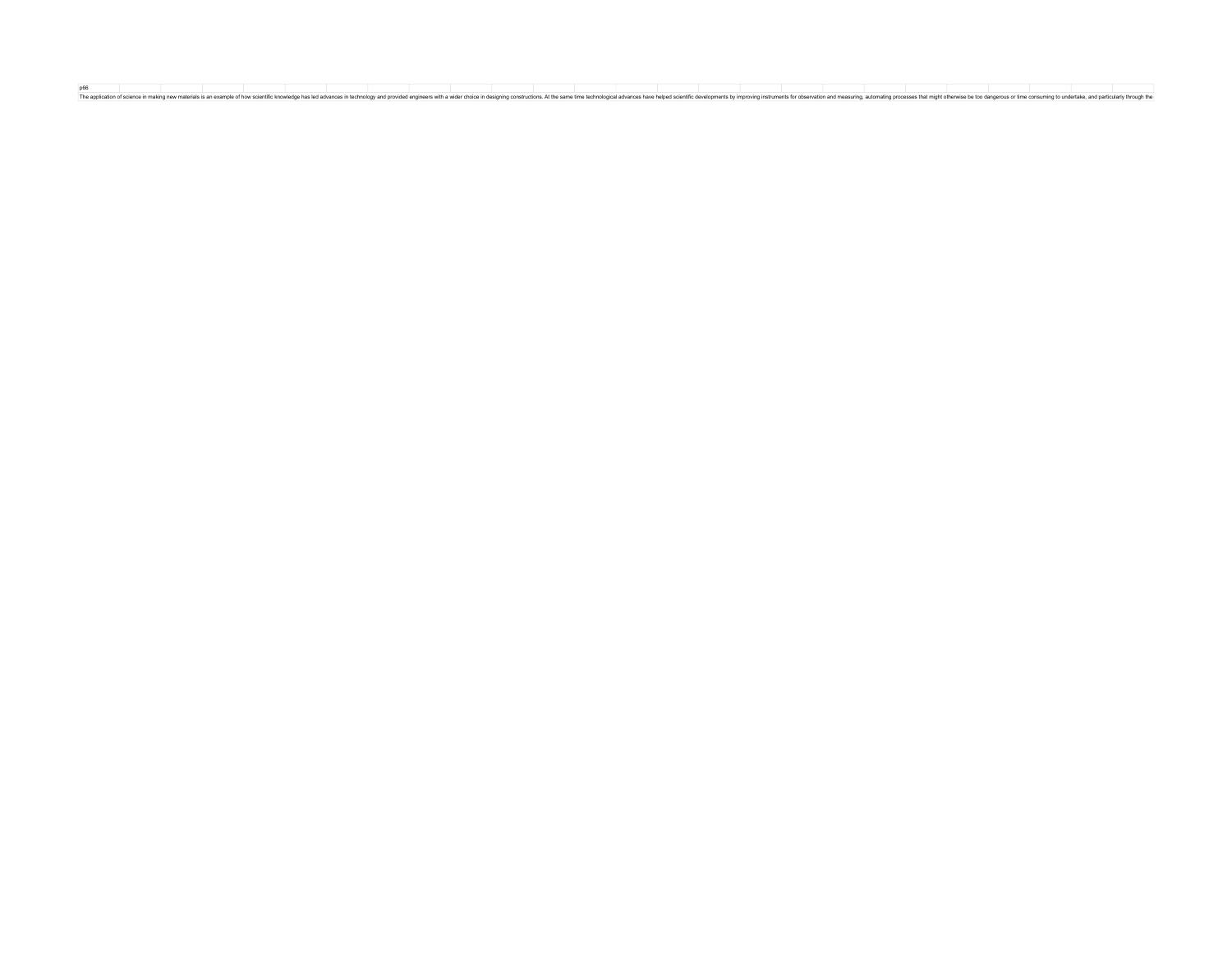p66

The application of science in making new materials is an example of how scientific knowledge has led advances in technology and provided engineers with a wider choice in designing constructions. At the same time technological advances have helped scientific developments by improving instruments for observation and measuring, automating processes that might otherwise be too dangerous or time consuming to undertake, and particularly through the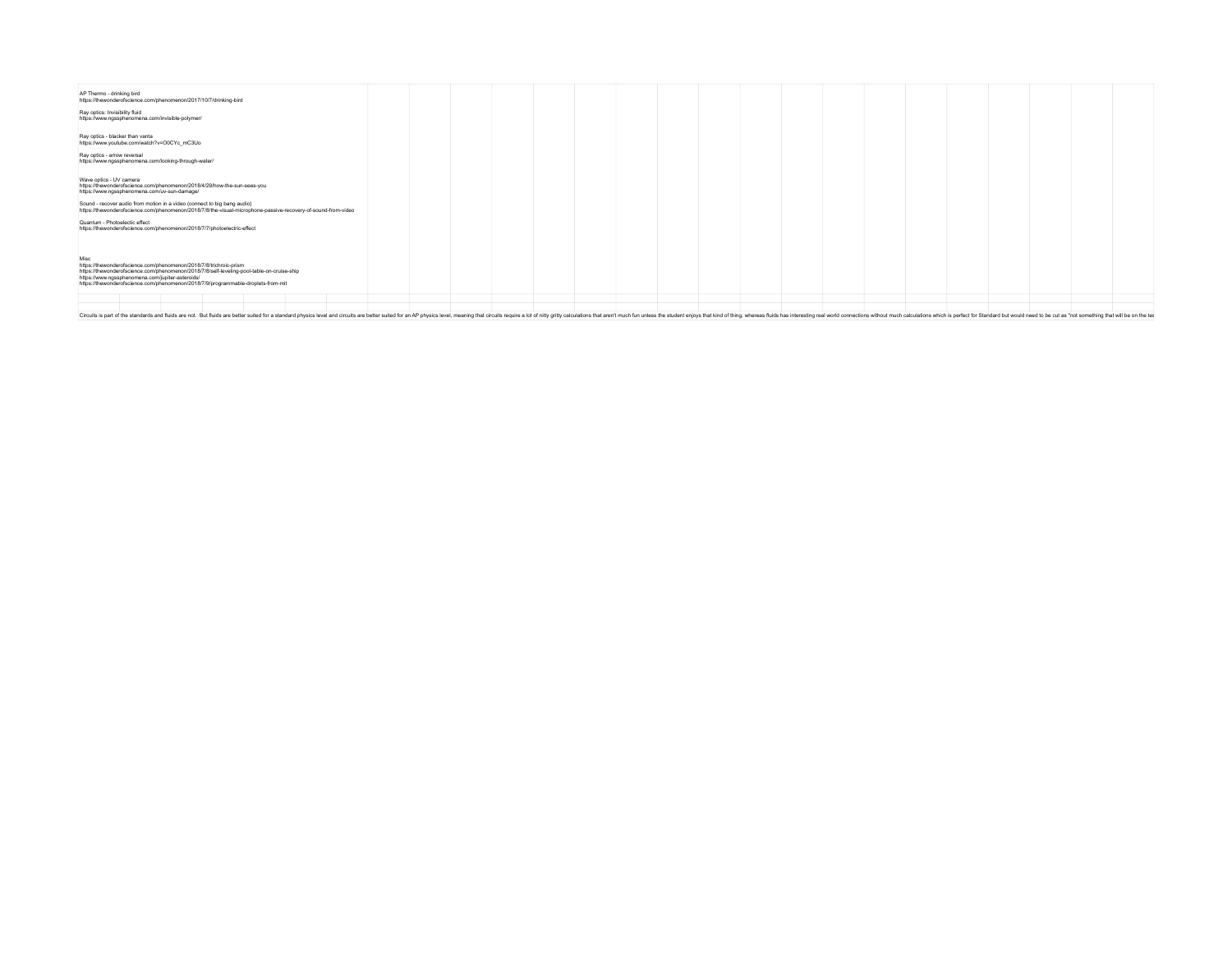AP Thermo - drinking bird
https://thewonderofscience.com/phenomenon/2017/10/7/drinking-bird

Ray optics: Invisibility fluid
https://www.ngssphenomena.com/invisible-polymer/

Ray optics - blacker than vanta
https://www.youtube.com/watch?v=O0CYc_mC3Uo

Ray optics - arrow reversal
https://www.ngssphenomena.com/looking-through-water/

Wave optics - UV camera
https://thewonderofscience.com/phenomenon/2018/4/29/how-the-sun-sees-you
https://www.ngssphenomena.com/uv-sun-damage/

Sound - recover audio from motion in a video (connect to big bang audio)
https://thewonderofscience.com/phenomenon/2018/7/8/the-visual-microphone-passive-recovery-of-sound-from-video

Quantum - Photoelectic effect
https://thewonderofscience.com/phenomenon/2018/7/7/photoelectric-effect

Misc
https://thewonderofscience.com/phenomenon/2018/7/8/trichroic-prism
https://thewonderofscience.com/phenomenon/2018/7/8/self-leveling-pool-table-on-cruise-ship
https://www.ngssphenomena.com/jupiter-asteroids/
https://thewonderofscience.com/phenomenon/2018/7/9/programmable-droplets-from-mit

Circuits is part of the standards and fluids are not. But fluids are better suited for a standard physics level and circuits are better suited for an AP physics level, meaning that circuits require a lot of nitty gritty calculations that aren't much fun unless the student enjoys that kind of thing, whereas fluids has interesting real world connections without much calculations which is perfect for Standard but would need to be cut as "not something that will be on the tes